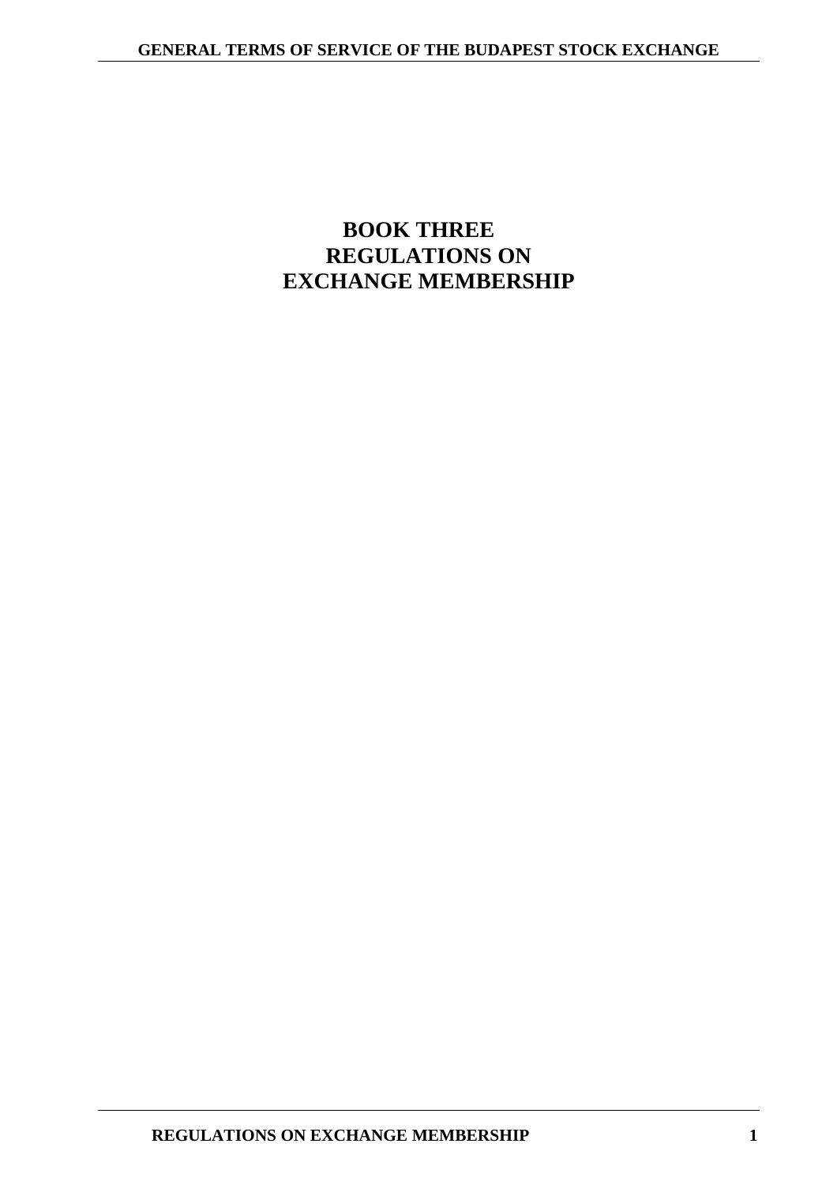# BOOK THREE
# REGULATIONS ON EXCHANGE MEMBERSHIP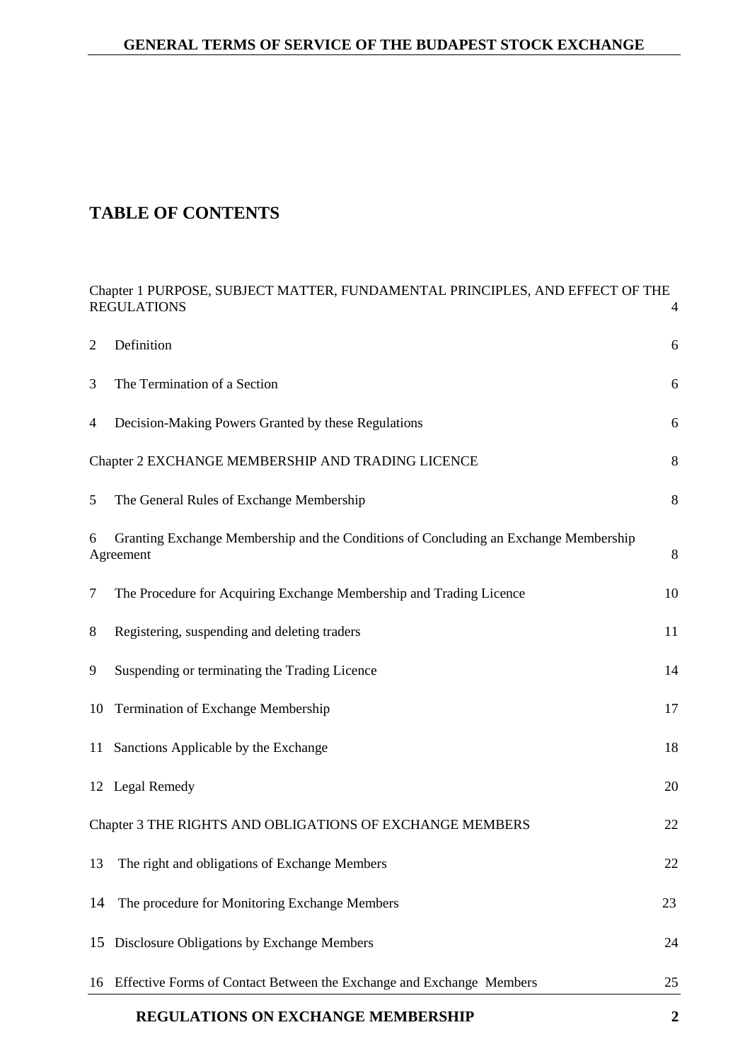# TABLE OF CONTENTS

Chapter 1 PURPOSE, SUBJECT MATTER, FUNDAMENTAL PRINCIPLES, AND EFFECT OF THE REGULATIONS 4

2 Definition 6

3 The Termination of a Section 6

4 Decision-Making Powers Granted by these Regulations 6

Chapter 2 EXCHANGE MEMBERSHIP AND TRADING LICENCE 8

5 The General Rules of Exchange Membership 8

6 Granting Exchange Membership and the Conditions of Concluding an Exchange Membership Agreement 8

7 The Procedure for Acquiring Exchange Membership and Trading Licence 10

8 Registering, suspending and deleting traders 11

9 Suspending or terminating the Trading Licence 14

10 Termination of Exchange Membership 17

11 Sanctions Applicable by the Exchange 18

12 Legal Remedy 20

Chapter 3 THE RIGHTS AND OBLIGATIONS OF EXCHANGE MEMBERS 22

13 The right and obligations of Exchange Members 22

14 The procedure for Monitoring Exchange Members 23

15 Disclosure Obligations by Exchange Members 24

16 Effective Forms of Contact Between the Exchange and Exchange Members 25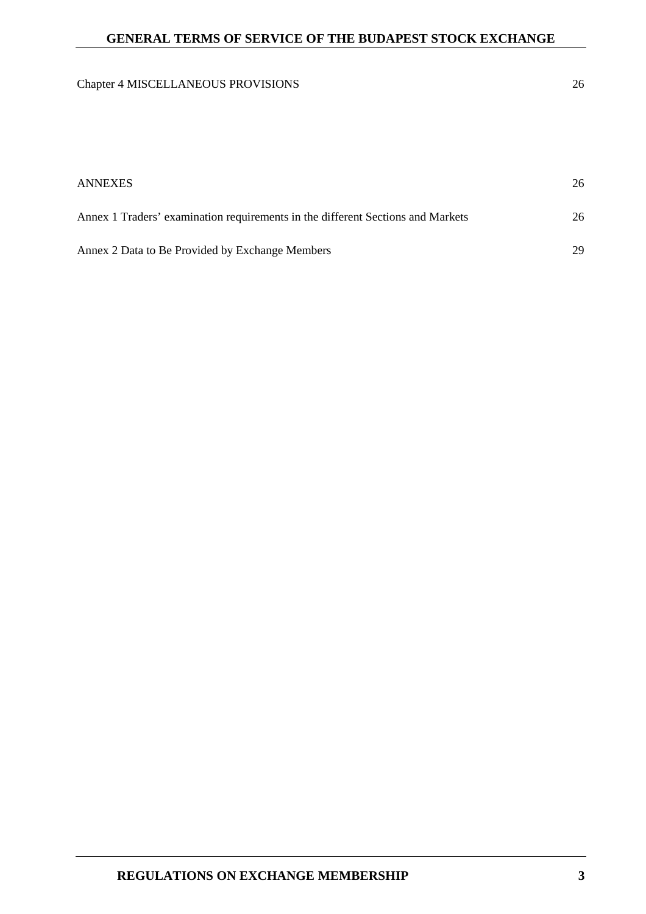Chapter 4 MISCELLANEOUS PROVISIONS 26

ANNEXES 26

Annex 1 Traders' examination requirements in the different Sections and Markets 26

Annex 2 Data to Be Provided by Exchange Members 29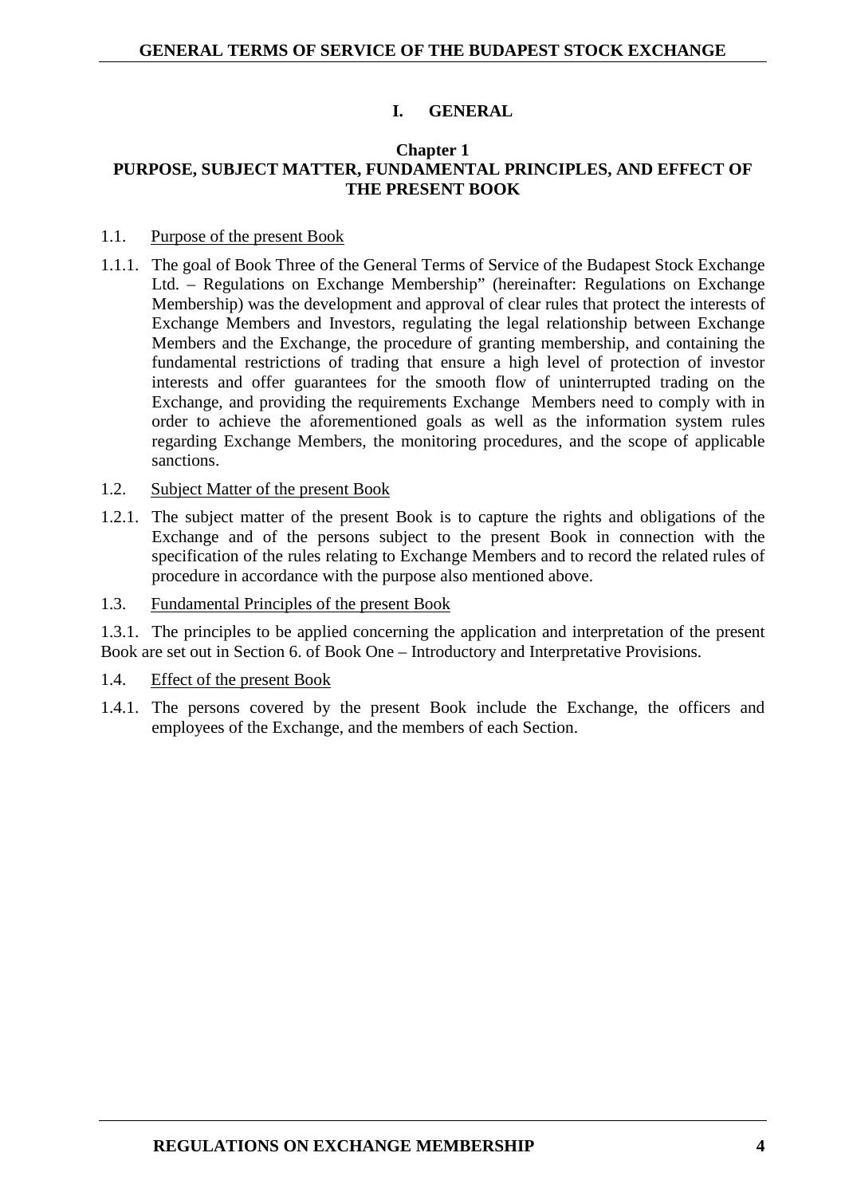# I. GENERAL

## Chapter 1
## PURPOSE, SUBJECT MATTER, FUNDAMENTAL PRINCIPLES, AND EFFECT OF THE PRESENT BOOK

1.1. Purpose of the present Book

1.1.1. The goal of Book Three of the General Terms of Service of the Budapest Stock Exchange Ltd. – Regulations on Exchange Membership" (hereinafter: Regulations on Exchange Membership) was the development and approval of clear rules that protect the interests of Exchange Members and Investors, regulating the legal relationship between Exchange Members and the Exchange, the procedure of granting membership, and containing the fundamental restrictions of trading that ensure a high level of protection of investor interests and offer guarantees for the smooth flow of uninterrupted trading on the Exchange, and providing the requirements Exchange Members need to comply with in order to achieve the aforementioned goals as well as the information system rules regarding Exchange Members, the monitoring procedures, and the scope of applicable sanctions.

1.2. Subject Matter of the present Book

1.2.1. The subject matter of the present Book is to capture the rights and obligations of the Exchange and of the persons subject to the present Book in connection with the specification of the rules relating to Exchange Members and to record the related rules of procedure in accordance with the purpose also mentioned above.

1.3. Fundamental Principles of the present Book

1.3.1. The principles to be applied concerning the application and interpretation of the present Book are set out in Section 6. of Book One – Introductory and Interpretative Provisions.

1.4. Effect of the present Book

1.4.1. The persons covered by the present Book include the Exchange, the officers and employees of the Exchange, and the members of each Section.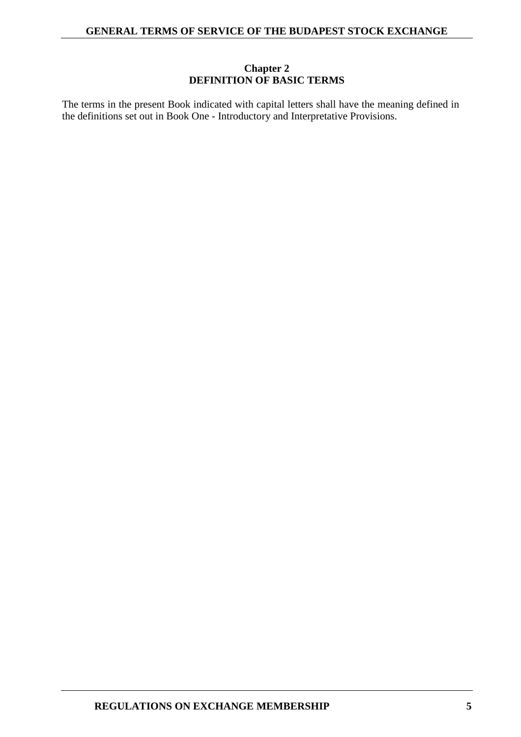## Chapter 2
## DEFINITION OF BASIC TERMS

The terms in the present Book indicated with capital letters shall have the meaning defined in the definitions set out in Book One - Introductory and Interpretative Provisions.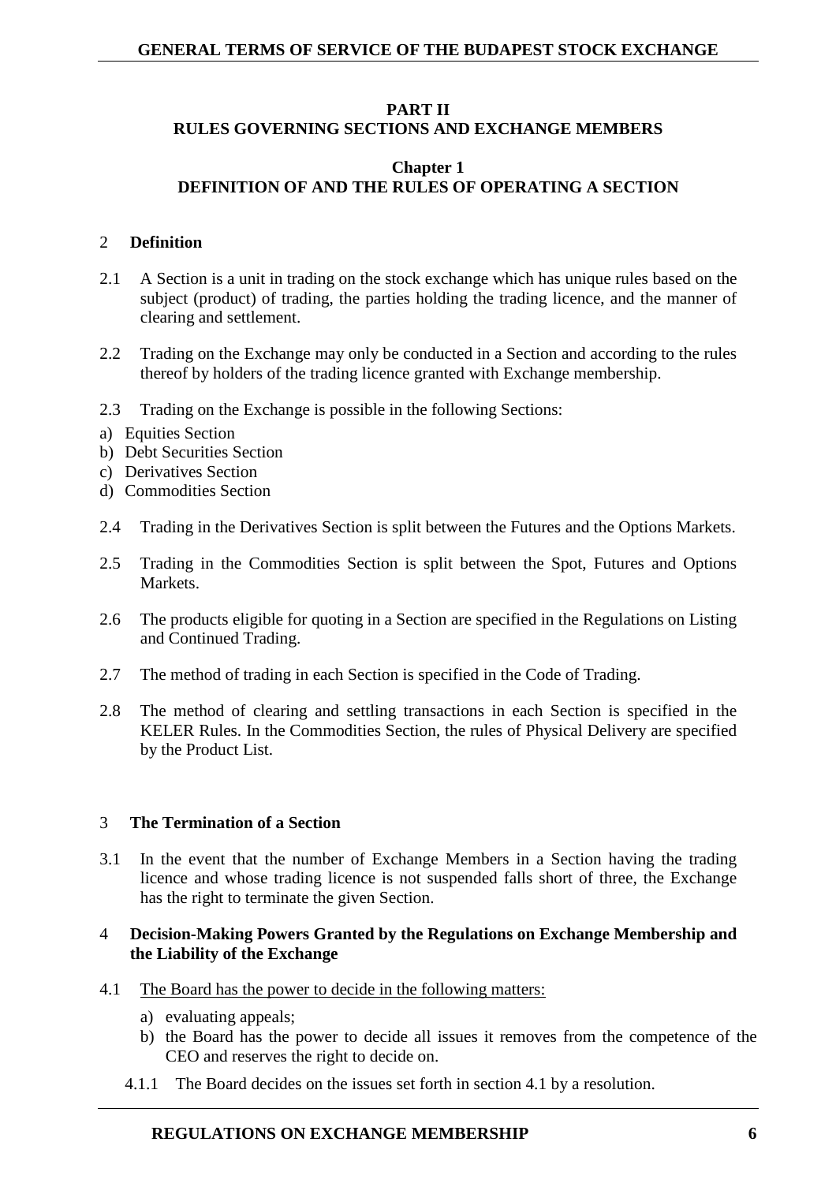# PART II
# RULES GOVERNING SECTIONS AND EXCHANGE MEMBERS

## Chapter 1
## DEFINITION OF AND THE RULES OF OPERATING A SECTION

### 2 Definition

2.1 A Section is a unit in trading on the stock exchange which has unique rules based on the subject (product) of trading, the parties holding the trading licence, and the manner of clearing and settlement.

2.2 Trading on the Exchange may only be conducted in a Section and according to the rules thereof by holders of the trading licence granted with Exchange membership.

2.3 Trading on the Exchange is possible in the following Sections:

a) Equities Section
b) Debt Securities Section
c) Derivatives Section
d) Commodities Section

2.4 Trading in the Derivatives Section is split between the Futures and the Options Markets.

2.5 Trading in the Commodities Section is split between the Spot, Futures and Options Markets.

2.6 The products eligible for quoting in a Section are specified in the Regulations on Listing and Continued Trading.

2.7 The method of trading in each Section is specified in the Code of Trading.

2.8 The method of clearing and settling transactions in each Section is specified in the KELER Rules. In the Commodities Section, the rules of Physical Delivery are specified by the Product List.

### 3 The Termination of a Section

3.1 In the event that the number of Exchange Members in a Section having the trading licence and whose trading licence is not suspended falls short of three, the Exchange has the right to terminate the given Section.

### 4 Decision-Making Powers Granted by the Regulations on Exchange Membership and the Liability of the Exchange

4.1 The Board has the power to decide in the following matters:

a) evaluating appeals;
b) the Board has the power to decide all issues it removes from the competence of the CEO and reserves the right to decide on.

4.1.1 The Board decides on the issues set forth in section 4.1 by a resolution.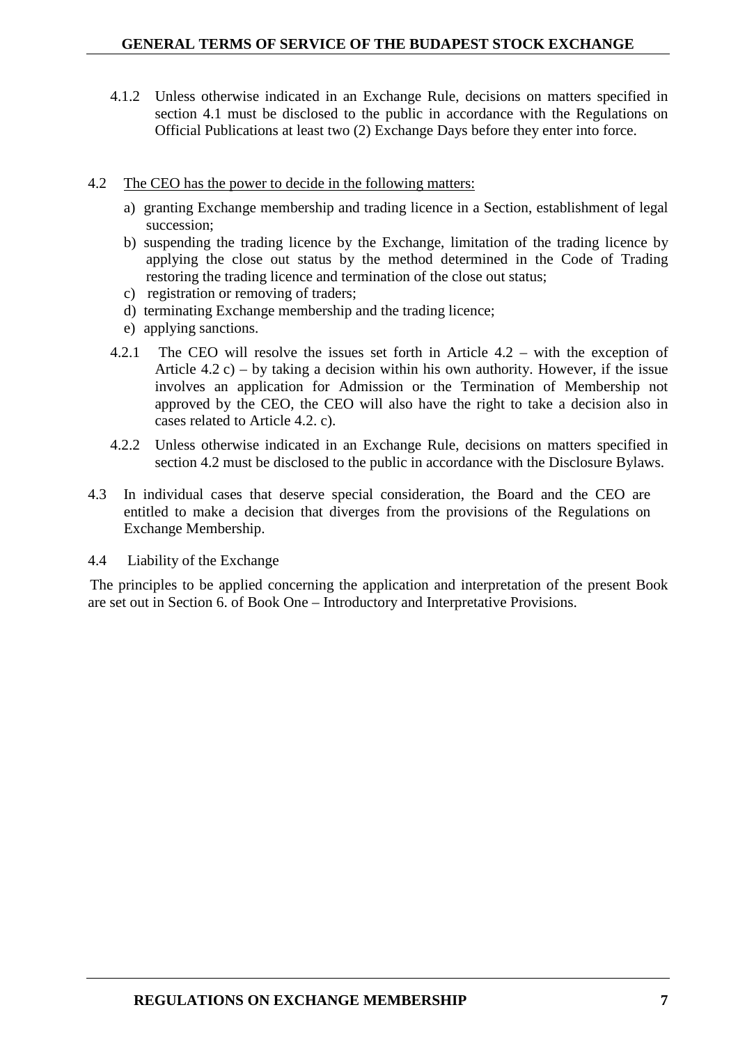4.1.2 Unless otherwise indicated in an Exchange Rule, decisions on matters specified in section 4.1 must be disclosed to the public in accordance with the Regulations on Official Publications at least two (2) Exchange Days before they enter into force.

4.2 <u>The CEO has the power to decide in the following matters:</u>

a) granting Exchange membership and trading licence in a Section, establishment of legal succession;
b) suspending the trading licence by the Exchange, limitation of the trading licence by applying the close out status by the method determined in the Code of Trading restoring the trading licence and termination of the close out status;
c) registration or removing of traders;
d) terminating Exchange membership and the trading licence;
e) applying sanctions.

4.2.1 The CEO will resolve the issues set forth in Article 4.2 – with the exception of Article 4.2 c) – by taking a decision within his own authority. However, if the issue involves an application for Admission or the Termination of Membership not approved by the CEO, the CEO will also have the right to take a decision also in cases related to Article 4.2. c).

4.2.2 Unless otherwise indicated in an Exchange Rule, decisions on matters specified in section 4.2 must be disclosed to the public in accordance with the Disclosure Bylaws.

4.3 In individual cases that deserve special consideration, the Board and the CEO are entitled to make a decision that diverges from the provisions of the Regulations on Exchange Membership.

4.4 Liability of the Exchange

The principles to be applied concerning the application and interpretation of the present Book are set out in Section 6. of Book One – Introductory and Interpretative Provisions.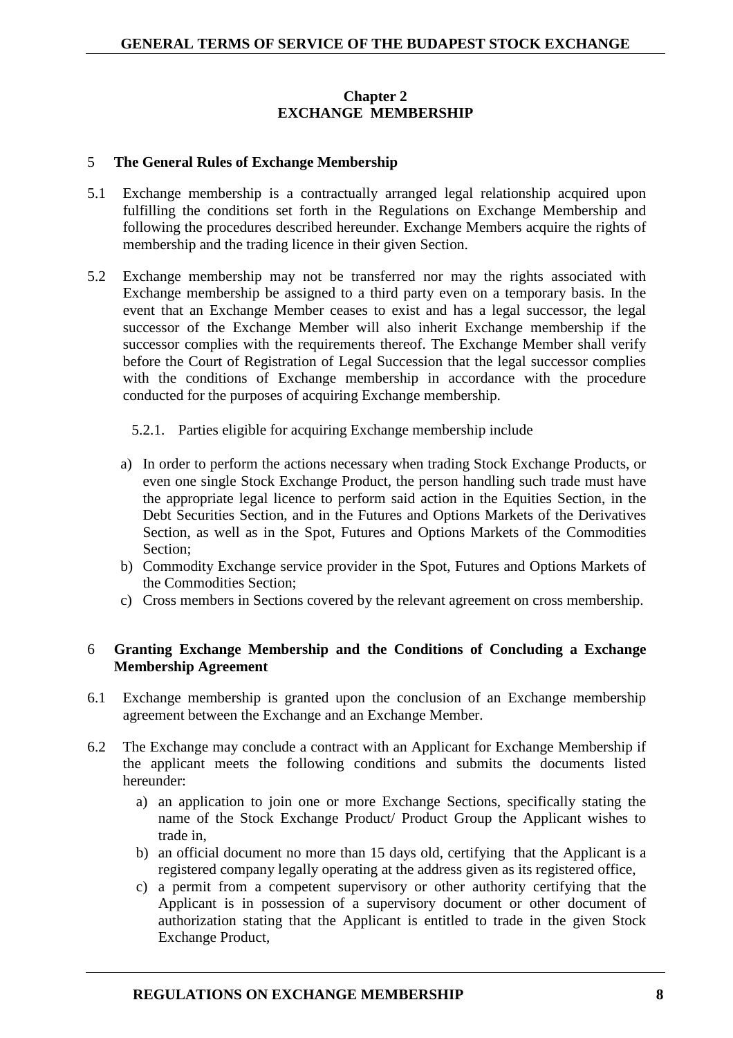## Chapter 2
## EXCHANGE MEMBERSHIP

### 5 The General Rules of Exchange Membership

5.1 Exchange membership is a contractually arranged legal relationship acquired upon fulfilling the conditions set forth in the Regulations on Exchange Membership and following the procedures described hereunder. Exchange Members acquire the rights of membership and the trading licence in their given Section.

5.2 Exchange membership may not be transferred nor may the rights associated with Exchange membership be assigned to a third party even on a temporary basis. In the event that an Exchange Member ceases to exist and has a legal successor, the legal successor of the Exchange Member will also inherit Exchange membership if the successor complies with the requirements thereof. The Exchange Member shall verify before the Court of Registration of Legal Succession that the legal successor complies with the conditions of Exchange membership in accordance with the procedure conducted for the purposes of acquiring Exchange membership.

5.2.1. Parties eligible for acquiring Exchange membership include

a) In order to perform the actions necessary when trading Stock Exchange Products, or even one single Stock Exchange Product, the person handling such trade must have the appropriate legal licence to perform said action in the Equities Section, in the Debt Securities Section, and in the Futures and Options Markets of the Derivatives Section, as well as in the Spot, Futures and Options Markets of the Commodities Section;
b) Commodity Exchange service provider in the Spot, Futures and Options Markets of the Commodities Section;
c) Cross members in Sections covered by the relevant agreement on cross membership.

### 6 Granting Exchange Membership and the Conditions of Concluding a Exchange Membership Agreement

6.1 Exchange membership is granted upon the conclusion of an Exchange membership agreement between the Exchange and an Exchange Member.

6.2 The Exchange may conclude a contract with an Applicant for Exchange Membership if the applicant meets the following conditions and submits the documents listed hereunder:

a) an application to join one or more Exchange Sections, specifically stating the name of the Stock Exchange Product/ Product Group the Applicant wishes to trade in,
b) an official document no more than 15 days old, certifying that the Applicant is a registered company legally operating at the address given as its registered office,
c) a permit from a competent supervisory or other authority certifying that the Applicant is in possession of a supervisory document or other document of authorization stating that the Applicant is entitled to trade in the given Stock Exchange Product,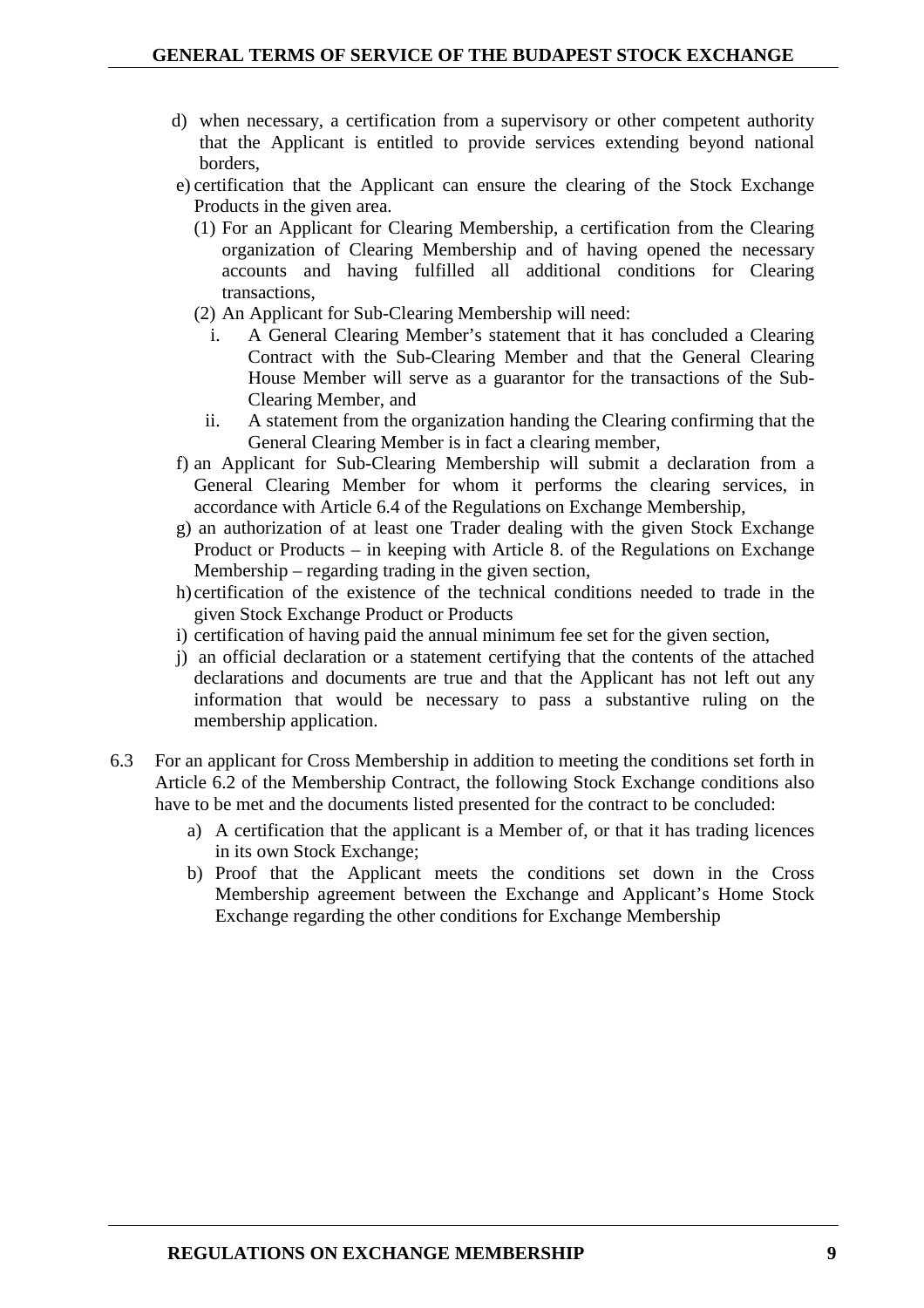d) when necessary, a certification from a supervisory or other competent authority that the Applicant is entitled to provide services extending beyond national borders,

e) certification that the Applicant can ensure the clearing of the Stock Exchange Products in the given area.

   (1) For an Applicant for Clearing Membership, a certification from the Clearing organization of Clearing Membership and of having opened the necessary accounts and having fulfilled all additional conditions for Clearing transactions,

   (2) An Applicant for Sub-Clearing Membership will need:

      i. A General Clearing Member's statement that it has concluded a Clearing Contract with the Sub-Clearing Member and that the General Clearing House Member will serve as a guarantor for the transactions of the Sub-Clearing Member, and

      ii. A statement from the organization handing the Clearing confirming that the General Clearing Member is in fact a clearing member,

f) an Applicant for Sub-Clearing Membership will submit a declaration from a General Clearing Member for whom it performs the clearing services, in accordance with Article 6.4 of the Regulations on Exchange Membership,

g) an authorization of at least one Trader dealing with the given Stock Exchange Product or Products – in keeping with Article 8. of the Regulations on Exchange Membership – regarding trading in the given section,

h) certification of the existence of the technical conditions needed to trade in the given Stock Exchange Product or Products

i) certification of having paid the annual minimum fee set for the given section,

j) an official declaration or a statement certifying that the contents of the attached declarations and documents are true and that the Applicant has not left out any information that would be necessary to pass a substantive ruling on the membership application.

6.3 For an applicant for Cross Membership in addition to meeting the conditions set forth in Article 6.2 of the Membership Contract, the following Stock Exchange conditions also have to be met and the documents listed presented for the contract to be concluded:

   a) A certification that the applicant is a Member of, or that it has trading licences in its own Stock Exchange;

   b) Proof that the Applicant meets the conditions set down in the Cross Membership agreement between the Exchange and Applicant's Home Stock Exchange regarding the other conditions for Exchange Membership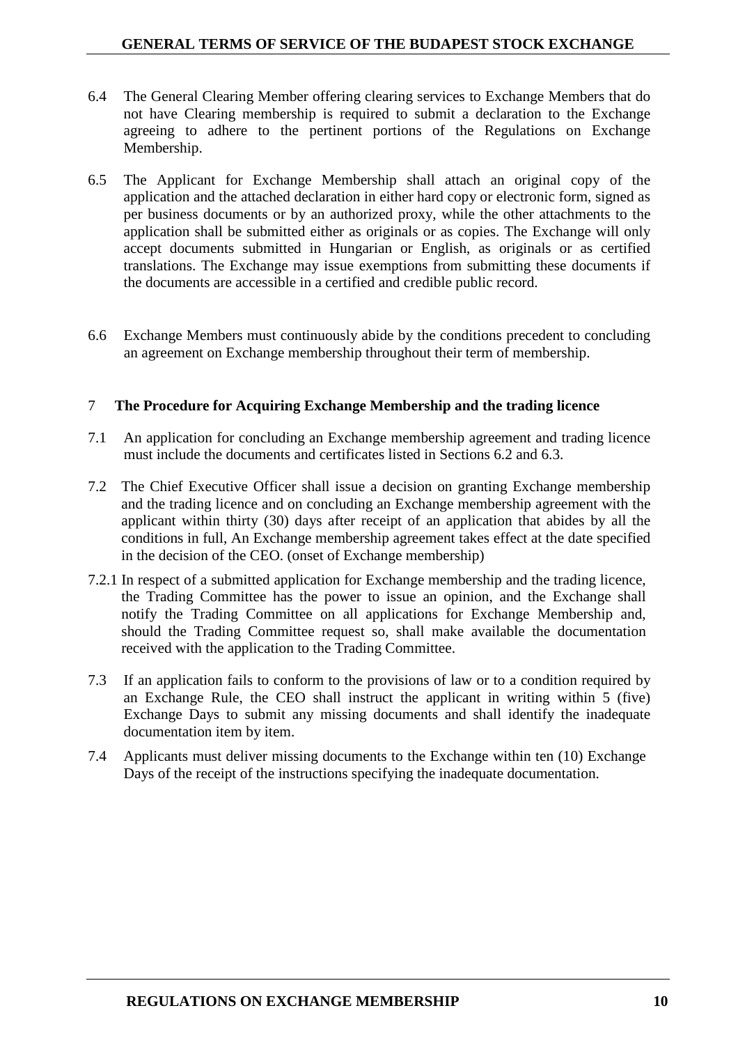6.4 The General Clearing Member offering clearing services to Exchange Members that do not have Clearing membership is required to submit a declaration to the Exchange agreeing to adhere to the pertinent portions of the Regulations on Exchange Membership.

6.5 The Applicant for Exchange Membership shall attach an original copy of the application and the attached declaration in either hard copy or electronic form, signed as per business documents or by an authorized proxy, while the other attachments to the application shall be submitted either as originals or as copies. The Exchange will only accept documents submitted in Hungarian or English, as originals or as certified translations. The Exchange may issue exemptions from submitting these documents if the documents are accessible in a certified and credible public record.

6.6 Exchange Members must continuously abide by the conditions precedent to concluding an agreement on Exchange membership throughout their term of membership.

## 7 The Procedure for Acquiring Exchange Membership and the trading licence

7.1 An application for concluding an Exchange membership agreement and trading licence must include the documents and certificates listed in Sections 6.2 and 6.3.

7.2 The Chief Executive Officer shall issue a decision on granting Exchange membership and the trading licence and on concluding an Exchange membership agreement with the applicant within thirty (30) days after receipt of an application that abides by all the conditions in full, An Exchange membership agreement takes effect at the date specified in the decision of the CEO. (onset of Exchange membership)

7.2.1 In respect of a submitted application for Exchange membership and the trading licence, the Trading Committee has the power to issue an opinion, and the Exchange shall notify the Trading Committee on all applications for Exchange Membership and, should the Trading Committee request so, shall make available the documentation received with the application to the Trading Committee.

7.3 If an application fails to conform to the provisions of law or to a condition required by an Exchange Rule, the CEO shall instruct the applicant in writing within 5 (five) Exchange Days to submit any missing documents and shall identify the inadequate documentation item by item.

7.4 Applicants must deliver missing documents to the Exchange within ten (10) Exchange Days of the receipt of the instructions specifying the inadequate documentation.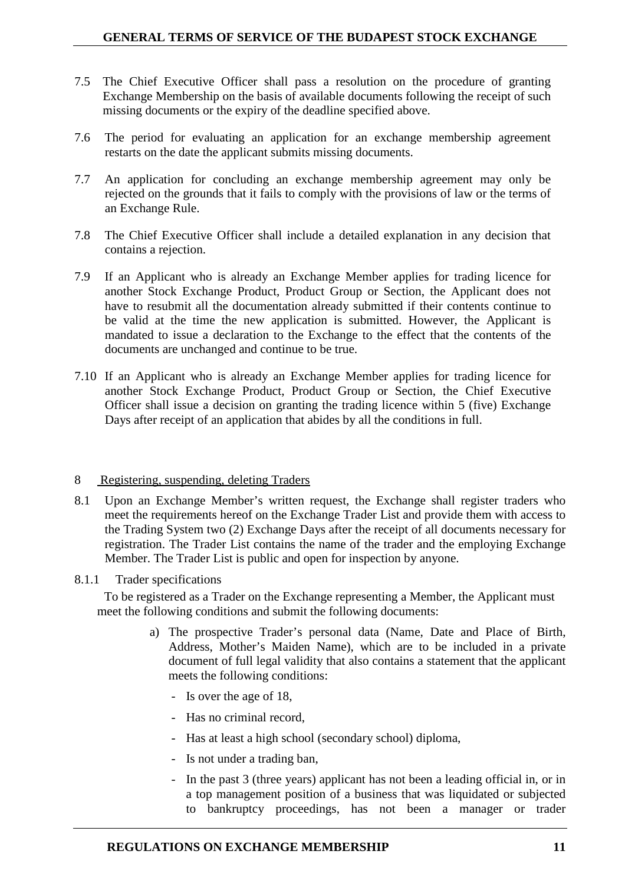7.5 The Chief Executive Officer shall pass a resolution on the procedure of granting Exchange Membership on the basis of available documents following the receipt of such missing documents or the expiry of the deadline specified above.

7.6 The period for evaluating an application for an exchange membership agreement restarts on the date the applicant submits missing documents.

7.7 An application for concluding an exchange membership agreement may only be rejected on the grounds that it fails to comply with the provisions of law or the terms of an Exchange Rule.

7.8 The Chief Executive Officer shall include a detailed explanation in any decision that contains a rejection.

7.9 If an Applicant who is already an Exchange Member applies for trading licence for another Stock Exchange Product, Product Group or Section, the Applicant does not have to resubmit all the documentation already submitted if their contents continue to be valid at the time the new application is submitted. However, the Applicant is mandated to issue a declaration to the Exchange to the effect that the contents of the documents are unchanged and continue to be true.

7.10 If an Applicant who is already an Exchange Member applies for trading licence for another Stock Exchange Product, Product Group or Section, the Chief Executive Officer shall issue a decision on granting the trading licence within 5 (five) Exchange Days after receipt of an application that abides by all the conditions in full.

## 8 Registering, suspending, deleting Traders

8.1 Upon an Exchange Member's written request, the Exchange shall register traders who meet the requirements hereof on the Exchange Trader List and provide them with access to the Trading System two (2) Exchange Days after the receipt of all documents necessary for registration. The Trader List contains the name of the trader and the employing Exchange Member. The Trader List is public and open for inspection by anyone.

8.1.1 Trader specifications

To be registered as a Trader on the Exchange representing a Member, the Applicant must meet the following conditions and submit the following documents:

a) The prospective Trader's personal data (Name, Date and Place of Birth, Address, Mother's Maiden Name), which are to be included in a private document of full legal validity that also contains a statement that the applicant meets the following conditions:

- Is over the age of 18,
- Has no criminal record,
- Has at least a high school (secondary school) diploma,
- Is not under a trading ban,
- In the past 3 (three years) applicant has not been a leading official in, or in a top management position of a business that was liquidated or subjected to bankruptcy proceedings, has not been a manager or trader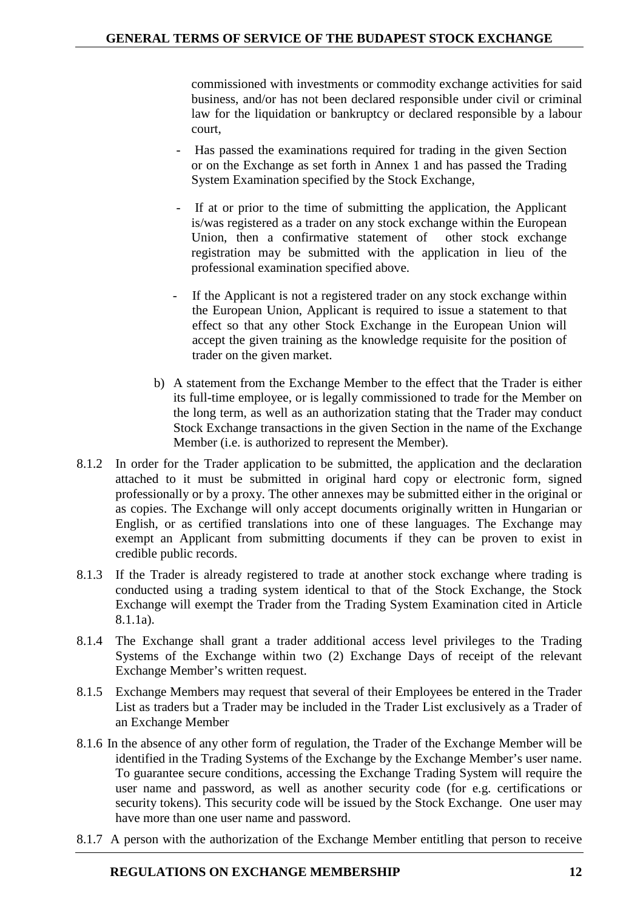commissioned with investments or commodity exchange activities for said business, and/or has not been declared responsible under civil or criminal law for the liquidation or bankruptcy or declared responsible by a labour court,

- Has passed the examinations required for trading in the given Section or on the Exchange as set forth in Annex 1 and has passed the Trading System Examination specified by the Stock Exchange,
- If at or prior to the time of submitting the application, the Applicant is/was registered as a trader on any stock exchange within the European Union, then a confirmative statement of other stock exchange registration may be submitted with the application in lieu of the professional examination specified above.
- If the Applicant is not a registered trader on any stock exchange within the European Union, Applicant is required to issue a statement to that effect so that any other Stock Exchange in the European Union will accept the given training as the knowledge requisite for the position of trader on the given market.

b) A statement from the Exchange Member to the effect that the Trader is either its full-time employee, or is legally commissioned to trade for the Member on the long term, as well as an authorization stating that the Trader may conduct Stock Exchange transactions in the given Section in the name of the Exchange Member (i.e. is authorized to represent the Member).

8.1.2 In order for the Trader application to be submitted, the application and the declaration attached to it must be submitted in original hard copy or electronic form, signed professionally or by a proxy. The other annexes may be submitted either in the original or as copies. The Exchange will only accept documents originally written in Hungarian or English, or as certified translations into one of these languages. The Exchange may exempt an Applicant from submitting documents if they can be proven to exist in credible public records.

8.1.3 If the Trader is already registered to trade at another stock exchange where trading is conducted using a trading system identical to that of the Stock Exchange, the Stock Exchange will exempt the Trader from the Trading System Examination cited in Article 8.1.1a).

8.1.4 The Exchange shall grant a trader additional access level privileges to the Trading Systems of the Exchange within two (2) Exchange Days of receipt of the relevant Exchange Member's written request.

8.1.5 Exchange Members may request that several of their Employees be entered in the Trader List as traders but a Trader may be included in the Trader List exclusively as a Trader of an Exchange Member

8.1.6 In the absence of any other form of regulation, the Trader of the Exchange Member will be identified in the Trading Systems of the Exchange by the Exchange Member's user name. To guarantee secure conditions, accessing the Exchange Trading System will require the user name and password, as well as another security code (for e.g. certifications or security tokens). This security code will be issued by the Stock Exchange. One user may have more than one user name and password.

8.1.7 A person with the authorization of the Exchange Member entitling that person to receive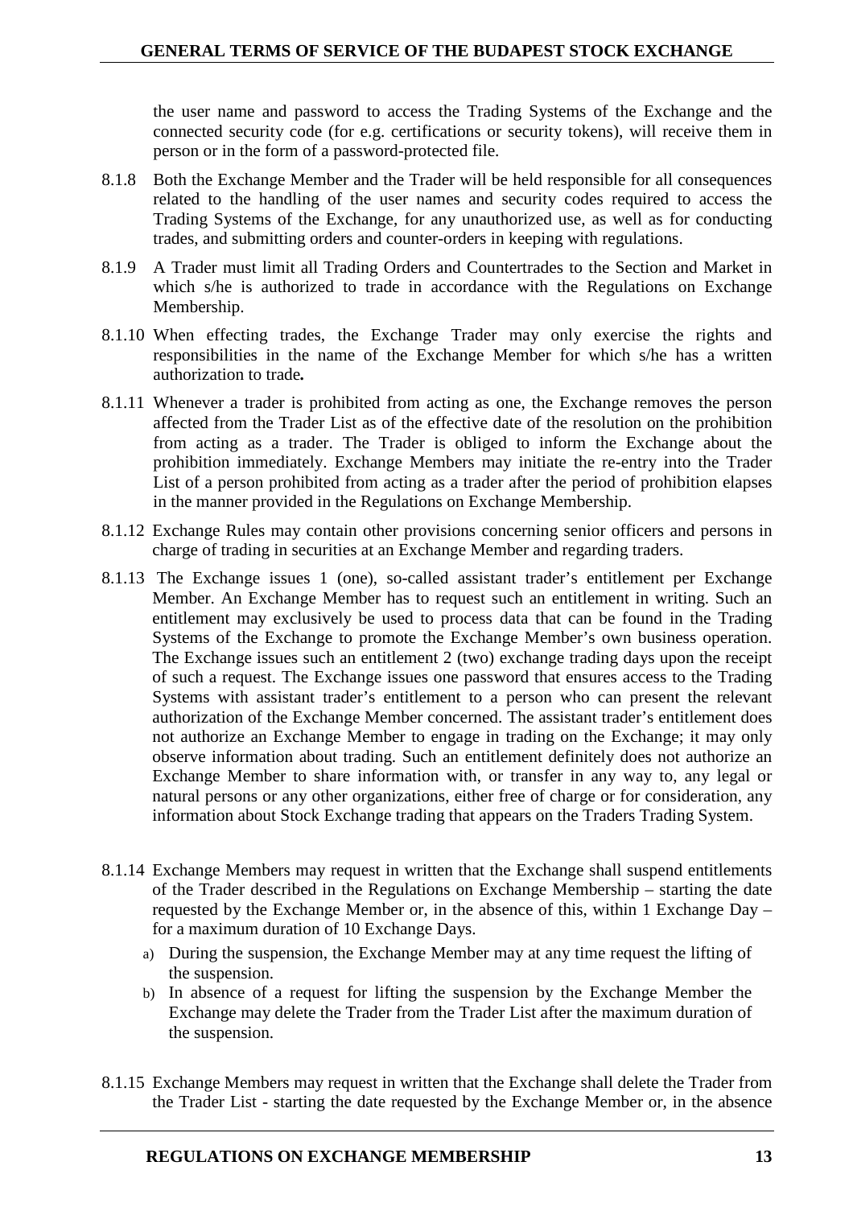the user name and password to access the Trading Systems of the Exchange and the connected security code (for e.g. certifications or security tokens), will receive them in person or in the form of a password-protected file.

8.1.8 Both the Exchange Member and the Trader will be held responsible for all consequences related to the handling of the user names and security codes required to access the Trading Systems of the Exchange, for any unauthorized use, as well as for conducting trades, and submitting orders and counter-orders in keeping with regulations.

8.1.9 A Trader must limit all Trading Orders and Countertrades to the Section and Market in which s/he is authorized to trade in accordance with the Regulations on Exchange Membership.

8.1.10 When effecting trades, the Exchange Trader may only exercise the rights and responsibilities in the name of the Exchange Member for which s/he has a written authorization to trade**.**

8.1.11 Whenever a trader is prohibited from acting as one, the Exchange removes the person affected from the Trader List as of the effective date of the resolution on the prohibition from acting as a trader. The Trader is obliged to inform the Exchange about the prohibition immediately. Exchange Members may initiate the re-entry into the Trader List of a person prohibited from acting as a trader after the period of prohibition elapses in the manner provided in the Regulations on Exchange Membership.

8.1.12 Exchange Rules may contain other provisions concerning senior officers and persons in charge of trading in securities at an Exchange Member and regarding traders.

8.1.13 The Exchange issues 1 (one), so-called assistant trader's entitlement per Exchange Member. An Exchange Member has to request such an entitlement in writing. Such an entitlement may exclusively be used to process data that can be found in the Trading Systems of the Exchange to promote the Exchange Member's own business operation. The Exchange issues such an entitlement 2 (two) exchange trading days upon the receipt of such a request. The Exchange issues one password that ensures access to the Trading Systems with assistant trader's entitlement to a person who can present the relevant authorization of the Exchange Member concerned. The assistant trader's entitlement does not authorize an Exchange Member to engage in trading on the Exchange; it may only observe information about trading. Such an entitlement definitely does not authorize an Exchange Member to share information with, or transfer in any way to, any legal or natural persons or any other organizations, either free of charge or for consideration, any information about Stock Exchange trading that appears on the Traders Trading System.

8.1.14 Exchange Members may request in written that the Exchange shall suspend entitlements of the Trader described in the Regulations on Exchange Membership – starting the date requested by the Exchange Member or, in the absence of this, within 1 Exchange Day – for a maximum duration of 10 Exchange Days.

a) During the suspension, the Exchange Member may at any time request the lifting of the suspension.

b) In absence of a request for lifting the suspension by the Exchange Member the Exchange may delete the Trader from the Trader List after the maximum duration of the suspension.

8.1.15 Exchange Members may request in written that the Exchange shall delete the Trader from the Trader List - starting the date requested by the Exchange Member or, in the absence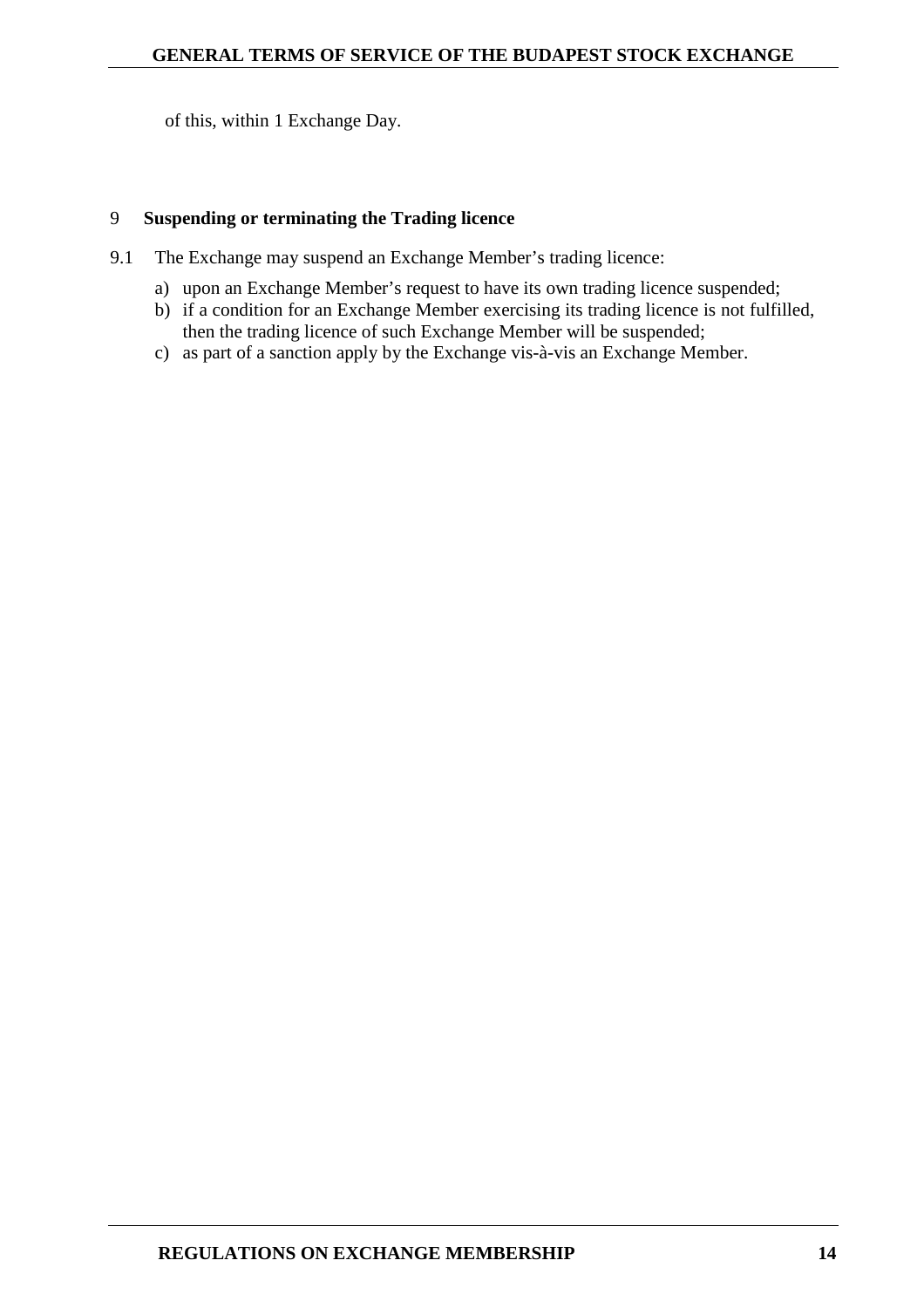of this, within 1 Exchange Day.

## 9 Suspending or terminating the Trading licence

9.1 The Exchange may suspend an Exchange Member's trading licence:

a) upon an Exchange Member's request to have its own trading licence suspended;
b) if a condition for an Exchange Member exercising its trading licence is not fulfilled, then the trading licence of such Exchange Member will be suspended;
c) as part of a sanction apply by the Exchange vis-à-vis an Exchange Member.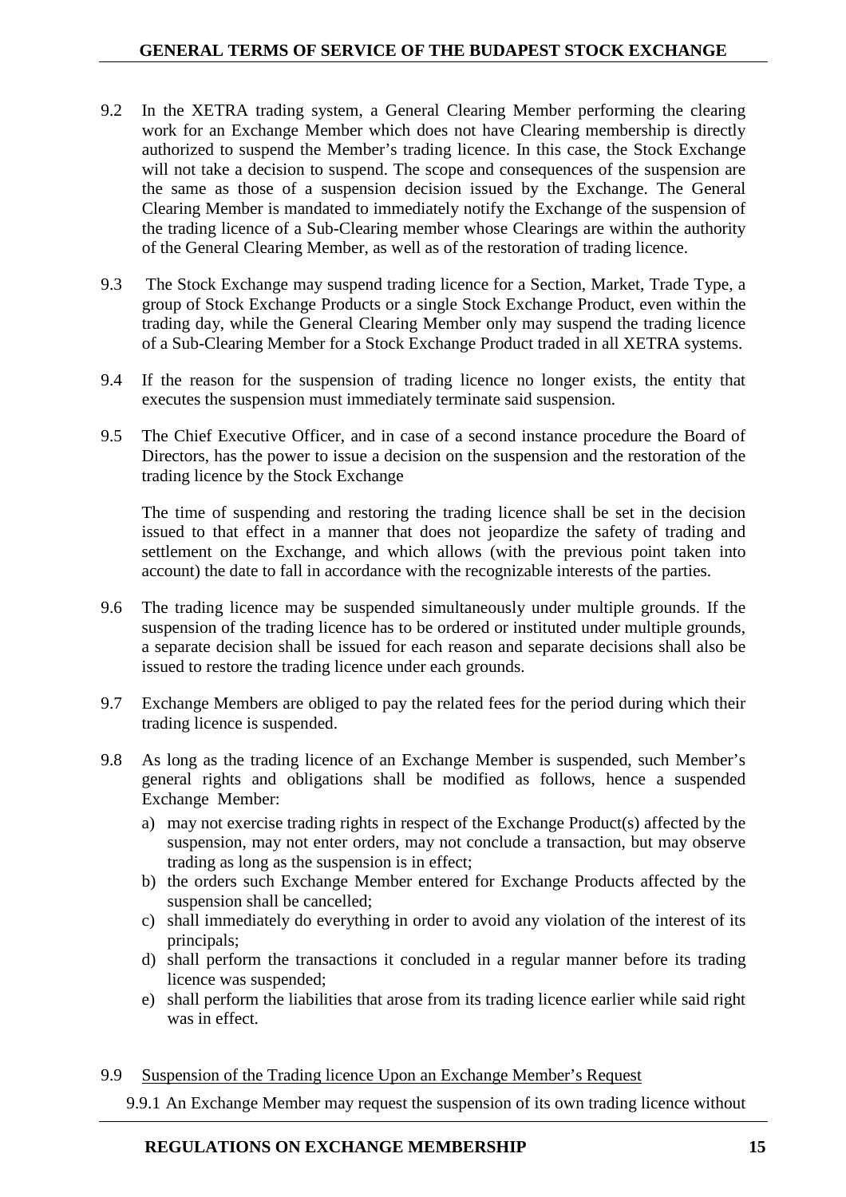9.2 In the XETRA trading system, a General Clearing Member performing the clearing work for an Exchange Member which does not have Clearing membership is directly authorized to suspend the Member's trading licence. In this case, the Stock Exchange will not take a decision to suspend. The scope and consequences of the suspension are the same as those of a suspension decision issued by the Exchange. The General Clearing Member is mandated to immediately notify the Exchange of the suspension of the trading licence of a Sub-Clearing member whose Clearings are within the authority of the General Clearing Member, as well as of the restoration of trading licence.

9.3 The Stock Exchange may suspend trading licence for a Section, Market, Trade Type, a group of Stock Exchange Products or a single Stock Exchange Product, even within the trading day, while the General Clearing Member only may suspend the trading licence of a Sub-Clearing Member for a Stock Exchange Product traded in all XETRA systems.

9.4 If the reason for the suspension of trading licence no longer exists, the entity that executes the suspension must immediately terminate said suspension.

9.5 The Chief Executive Officer, and in case of a second instance procedure the Board of Directors, has the power to issue a decision on the suspension and the restoration of the trading licence by the Stock Exchange

The time of suspending and restoring the trading licence shall be set in the decision issued to that effect in a manner that does not jeopardize the safety of trading and settlement on the Exchange, and which allows (with the previous point taken into account) the date to fall in accordance with the recognizable interests of the parties.

9.6 The trading licence may be suspended simultaneously under multiple grounds. If the suspension of the trading licence has to be ordered or instituted under multiple grounds, a separate decision shall be issued for each reason and separate decisions shall also be issued to restore the trading licence under each grounds.

9.7 Exchange Members are obliged to pay the related fees for the period during which their trading licence is suspended.

9.8 As long as the trading licence of an Exchange Member is suspended, such Member's general rights and obligations shall be modified as follows, hence a suspended Exchange Member:

a) may not exercise trading rights in respect of the Exchange Product(s) affected by the suspension, may not enter orders, may not conclude a transaction, but may observe trading as long as the suspension is in effect;
b) the orders such Exchange Member entered for Exchange Products affected by the suspension shall be cancelled;
c) shall immediately do everything in order to avoid any violation of the interest of its principals;
d) shall perform the transactions it concluded in a regular manner before its trading licence was suspended;
e) shall perform the liabilities that arose from its trading licence earlier while said right was in effect.

9.9 Suspension of the Trading licence Upon an Exchange Member's Request

9.9.1 An Exchange Member may request the suspension of its own trading licence without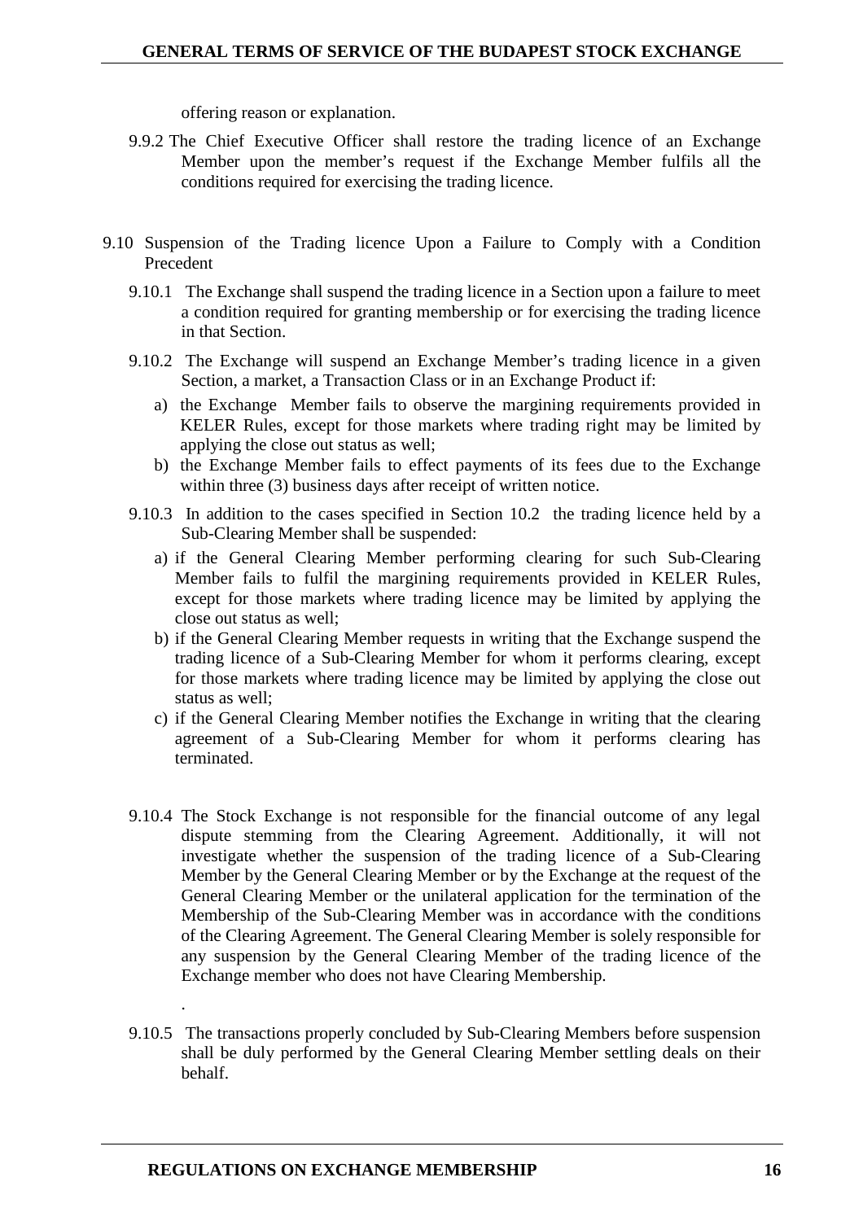offering reason or explanation.

9.9.2 The Chief Executive Officer shall restore the trading licence of an Exchange Member upon the member's request if the Exchange Member fulfils all the conditions required for exercising the trading licence.

9.10 Suspension of the Trading licence Upon a Failure to Comply with a Condition Precedent

9.10.1 The Exchange shall suspend the trading licence in a Section upon a failure to meet a condition required for granting membership or for exercising the trading licence in that Section.

9.10.2 The Exchange will suspend an Exchange Member's trading licence in a given Section, a market, a Transaction Class or in an Exchange Product if:

a) the Exchange Member fails to observe the margining requirements provided in KELER Rules, except for those markets where trading right may be limited by applying the close out status as well;
b) the Exchange Member fails to effect payments of its fees due to the Exchange within three (3) business days after receipt of written notice.

9.10.3 In addition to the cases specified in Section 10.2 the trading licence held by a Sub-Clearing Member shall be suspended:

a) if the General Clearing Member performing clearing for such Sub-Clearing Member fails to fulfil the margining requirements provided in KELER Rules, except for those markets where trading licence may be limited by applying the close out status as well;
b) if the General Clearing Member requests in writing that the Exchange suspend the trading licence of a Sub-Clearing Member for whom it performs clearing, except for those markets where trading licence may be limited by applying the close out status as well;
c) if the General Clearing Member notifies the Exchange in writing that the clearing agreement of a Sub-Clearing Member for whom it performs clearing has terminated.

9.10.4 The Stock Exchange is not responsible for the financial outcome of any legal dispute stemming from the Clearing Agreement. Additionally, it will not investigate whether the suspension of the trading licence of a Sub-Clearing Member by the General Clearing Member or by the Exchange at the request of the General Clearing Member or the unilateral application for the termination of the Membership of the Sub-Clearing Member was in accordance with the conditions of the Clearing Agreement. The General Clearing Member is solely responsible for any suspension by the General Clearing Member of the trading licence of the Exchange member who does not have Clearing Membership.

.

9.10.5 The transactions properly concluded by Sub-Clearing Members before suspension shall be duly performed by the General Clearing Member settling deals on their behalf.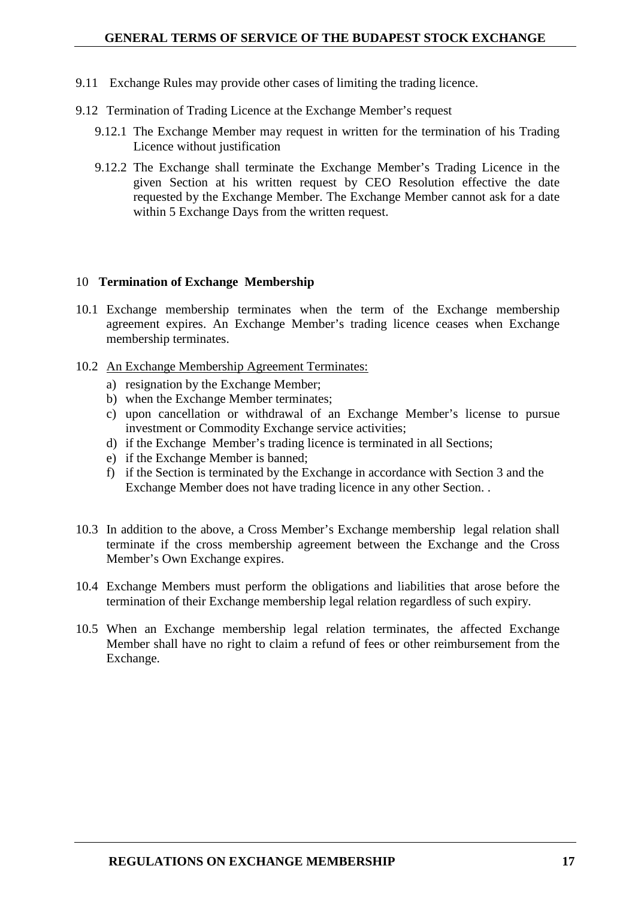9.11 Exchange Rules may provide other cases of limiting the trading licence.

9.12 Termination of Trading Licence at the Exchange Member's request

9.12.1 The Exchange Member may request in written for the termination of his Trading Licence without justification

9.12.2 The Exchange shall terminate the Exchange Member's Trading Licence in the given Section at his written request by CEO Resolution effective the date requested by the Exchange Member. The Exchange Member cannot ask for a date within 5 Exchange Days from the written request.

## 10 Termination of Exchange Membership

10.1 Exchange membership terminates when the term of the Exchange membership agreement expires. An Exchange Member's trading licence ceases when Exchange membership terminates.

10.2 An Exchange Membership Agreement Terminates:

a) resignation by the Exchange Member;
b) when the Exchange Member terminates;
c) upon cancellation or withdrawal of an Exchange Member's license to pursue investment or Commodity Exchange service activities;
d) if the Exchange Member's trading licence is terminated in all Sections;
e) if the Exchange Member is banned;
f) if the Section is terminated by the Exchange in accordance with Section 3 and the Exchange Member does not have trading licence in any other Section. .

10.3 In addition to the above, a Cross Member's Exchange membership legal relation shall terminate if the cross membership agreement between the Exchange and the Cross Member's Own Exchange expires.

10.4 Exchange Members must perform the obligations and liabilities that arose before the termination of their Exchange membership legal relation regardless of such expiry.

10.5 When an Exchange membership legal relation terminates, the affected Exchange Member shall have no right to claim a refund of fees or other reimbursement from the Exchange.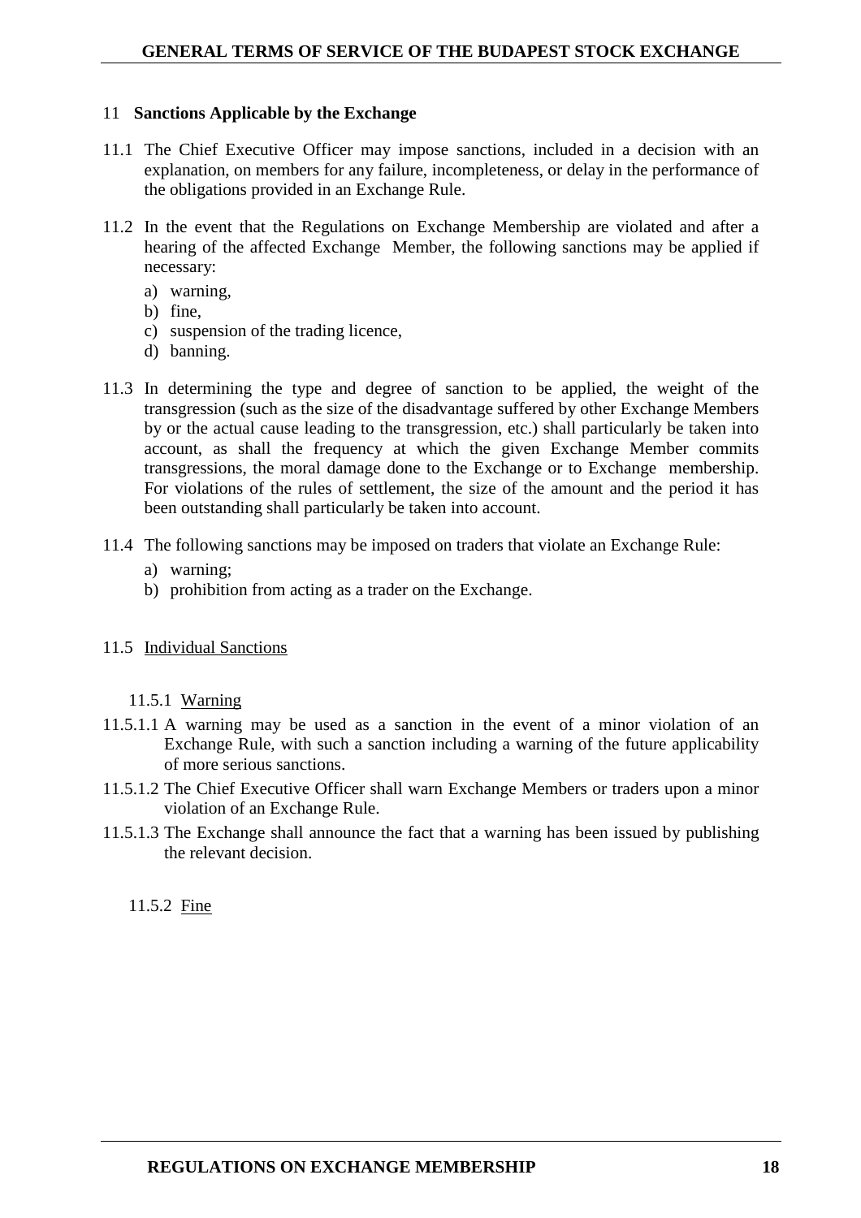## 11 Sanctions Applicable by the Exchange

11.1 The Chief Executive Officer may impose sanctions, included in a decision with an explanation, on members for any failure, incompleteness, or delay in the performance of the obligations provided in an Exchange Rule.

11.2 In the event that the Regulations on Exchange Membership are violated and after a hearing of the affected Exchange Member, the following sanctions may be applied if necessary:

a) warning,
b) fine,
c) suspension of the trading licence,
d) banning.

11.3 In determining the type and degree of sanction to be applied, the weight of the transgression (such as the size of the disadvantage suffered by other Exchange Members by or the actual cause leading to the transgression, etc.) shall particularly be taken into account, as shall the frequency at which the given Exchange Member commits transgressions, the moral damage done to the Exchange or to Exchange membership. For violations of the rules of settlement, the size of the amount and the period it has been outstanding shall particularly be taken into account.

11.4 The following sanctions may be imposed on traders that violate an Exchange Rule:

a) warning;
b) prohibition from acting as a trader on the Exchange.

### 11.5 Individual Sanctions

#### 11.5.1 Warning

11.5.1.1 A warning may be used as a sanction in the event of a minor violation of an Exchange Rule, with such a sanction including a warning of the future applicability of more serious sanctions.

11.5.1.2 The Chief Executive Officer shall warn Exchange Members or traders upon a minor violation of an Exchange Rule.

11.5.1.3 The Exchange shall announce the fact that a warning has been issued by publishing the relevant decision.

#### 11.5.2 Fine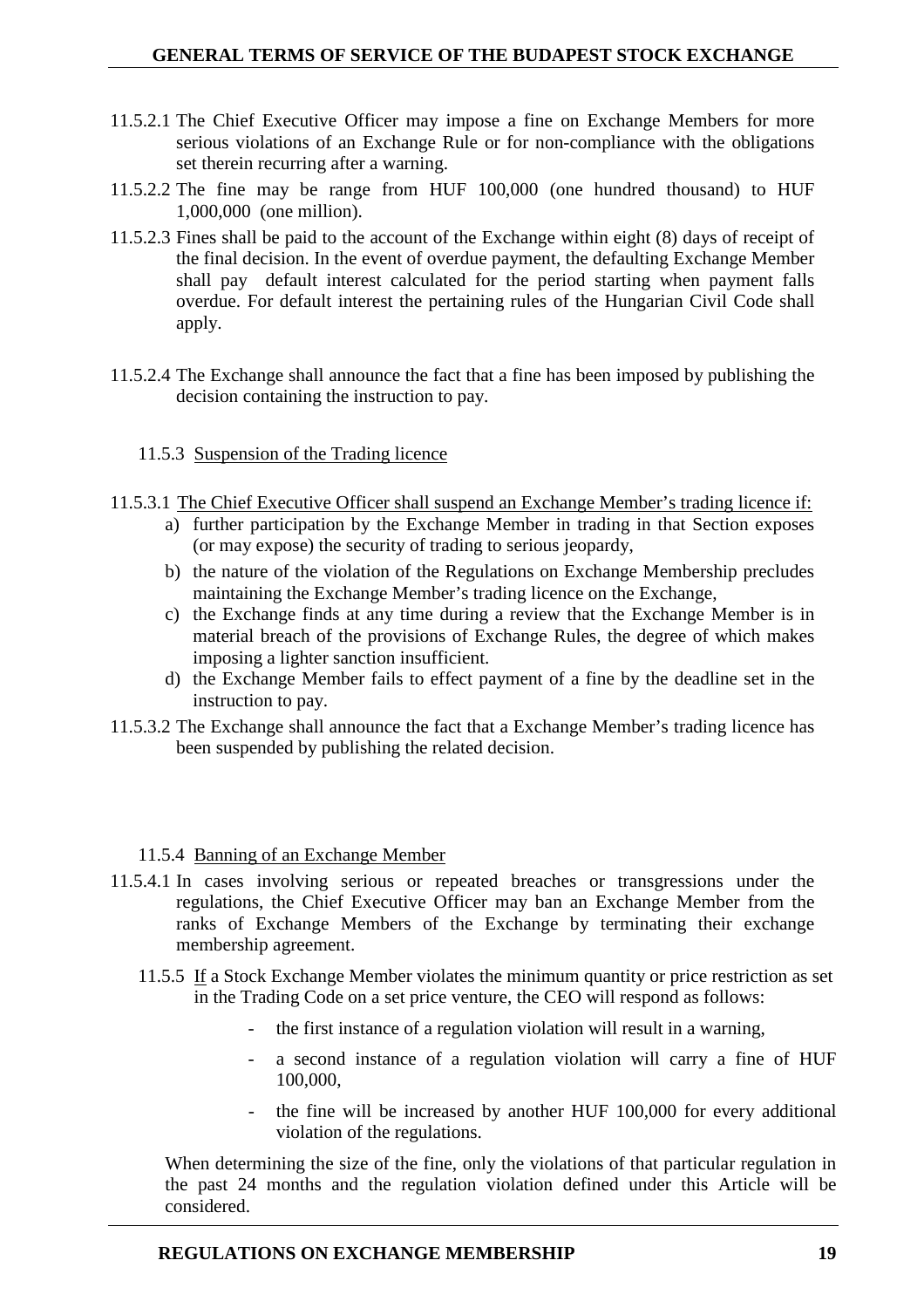11.5.2.1 The Chief Executive Officer may impose a fine on Exchange Members for more serious violations of an Exchange Rule or for non-compliance with the obligations set therein recurring after a warning.

11.5.2.2 The fine may be range from HUF 100,000 (one hundred thousand) to HUF 1,000,000 (one million).

11.5.2.3 Fines shall be paid to the account of the Exchange within eight (8) days of receipt of the final decision. In the event of overdue payment, the defaulting Exchange Member shall pay default interest calculated for the period starting when payment falls overdue. For default interest the pertaining rules of the Hungarian Civil Code shall apply.

11.5.2.4 The Exchange shall announce the fact that a fine has been imposed by publishing the decision containing the instruction to pay.

11.5.3 Suspension of the Trading licence

11.5.3.1 The Chief Executive Officer shall suspend an Exchange Member's trading licence if:

a) further participation by the Exchange Member in trading in that Section exposes (or may expose) the security of trading to serious jeopardy,
b) the nature of the violation of the Regulations on Exchange Membership precludes maintaining the Exchange Member's trading licence on the Exchange,
c) the Exchange finds at any time during a review that the Exchange Member is in material breach of the provisions of Exchange Rules, the degree of which makes imposing a lighter sanction insufficient.
d) the Exchange Member fails to effect payment of a fine by the deadline set in the instruction to pay.

11.5.3.2 The Exchange shall announce the fact that a Exchange Member's trading licence has been suspended by publishing the related decision.

11.5.4 Banning of an Exchange Member

11.5.4.1 In cases involving serious or repeated breaches or transgressions under the regulations, the Chief Executive Officer may ban an Exchange Member from the ranks of Exchange Members of the Exchange by terminating their exchange membership agreement.

11.5.5 If a Stock Exchange Member violates the minimum quantity or price restriction as set in the Trading Code on a set price venture, the CEO will respond as follows:

- the first instance of a regulation violation will result in a warning,
- a second instance of a regulation violation will carry a fine of HUF 100,000,
- the fine will be increased by another HUF 100,000 for every additional violation of the regulations.

When determining the size of the fine, only the violations of that particular regulation in the past 24 months and the regulation violation defined under this Article will be considered.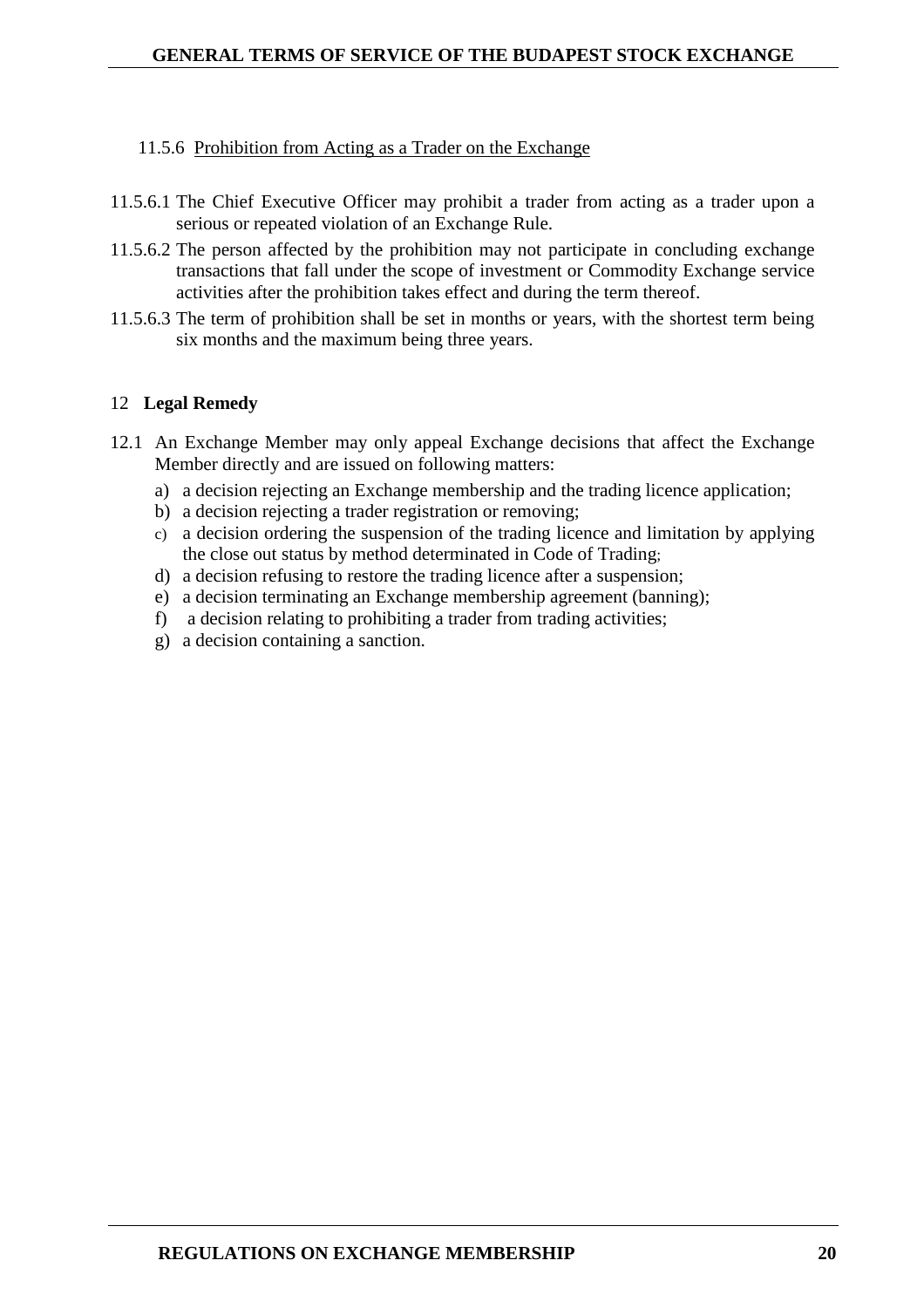### 11.5.6 Prohibition from Acting as a Trader on the Exchange

11.5.6.1 The Chief Executive Officer may prohibit a trader from acting as a trader upon a serious or repeated violation of an Exchange Rule.

11.5.6.2 The person affected by the prohibition may not participate in concluding exchange transactions that fall under the scope of investment or Commodity Exchange service activities after the prohibition takes effect and during the term thereof.

11.5.6.3 The term of prohibition shall be set in months or years, with the shortest term being six months and the maximum being three years.

## 12 Legal Remedy

12.1 An Exchange Member may only appeal Exchange decisions that affect the Exchange Member directly and are issued on following matters:

a) a decision rejecting an Exchange membership and the trading licence application;
b) a decision rejecting a trader registration or removing;
c) a decision ordering the suspension of the trading licence and limitation by applying the close out status by method determinated in Code of Trading;
d) a decision refusing to restore the trading licence after a suspension;
e) a decision terminating an Exchange membership agreement (banning);
f) a decision relating to prohibiting a trader from trading activities;
g) a decision containing a sanction.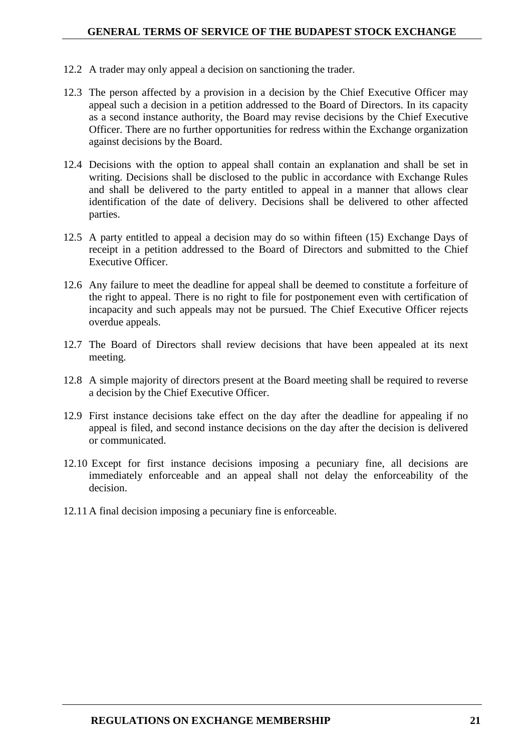12.2 A trader may only appeal a decision on sanctioning the trader.

12.3 The person affected by a provision in a decision by the Chief Executive Officer may appeal such a decision in a petition addressed to the Board of Directors. In its capacity as a second instance authority, the Board may revise decisions by the Chief Executive Officer. There are no further opportunities for redress within the Exchange organization against decisions by the Board.

12.4 Decisions with the option to appeal shall contain an explanation and shall be set in writing. Decisions shall be disclosed to the public in accordance with Exchange Rules and shall be delivered to the party entitled to appeal in a manner that allows clear identification of the date of delivery. Decisions shall be delivered to other affected parties.

12.5 A party entitled to appeal a decision may do so within fifteen (15) Exchange Days of receipt in a petition addressed to the Board of Directors and submitted to the Chief Executive Officer.

12.6 Any failure to meet the deadline for appeal shall be deemed to constitute a forfeiture of the right to appeal. There is no right to file for postponement even with certification of incapacity and such appeals may not be pursued. The Chief Executive Officer rejects overdue appeals.

12.7 The Board of Directors shall review decisions that have been appealed at its next meeting.

12.8 A simple majority of directors present at the Board meeting shall be required to reverse a decision by the Chief Executive Officer.

12.9 First instance decisions take effect on the day after the deadline for appealing if no appeal is filed, and second instance decisions on the day after the decision is delivered or communicated.

12.10 Except for first instance decisions imposing a pecuniary fine, all decisions are immediately enforceable and an appeal shall not delay the enforceability of the decision.

12.11 A final decision imposing a pecuniary fine is enforceable.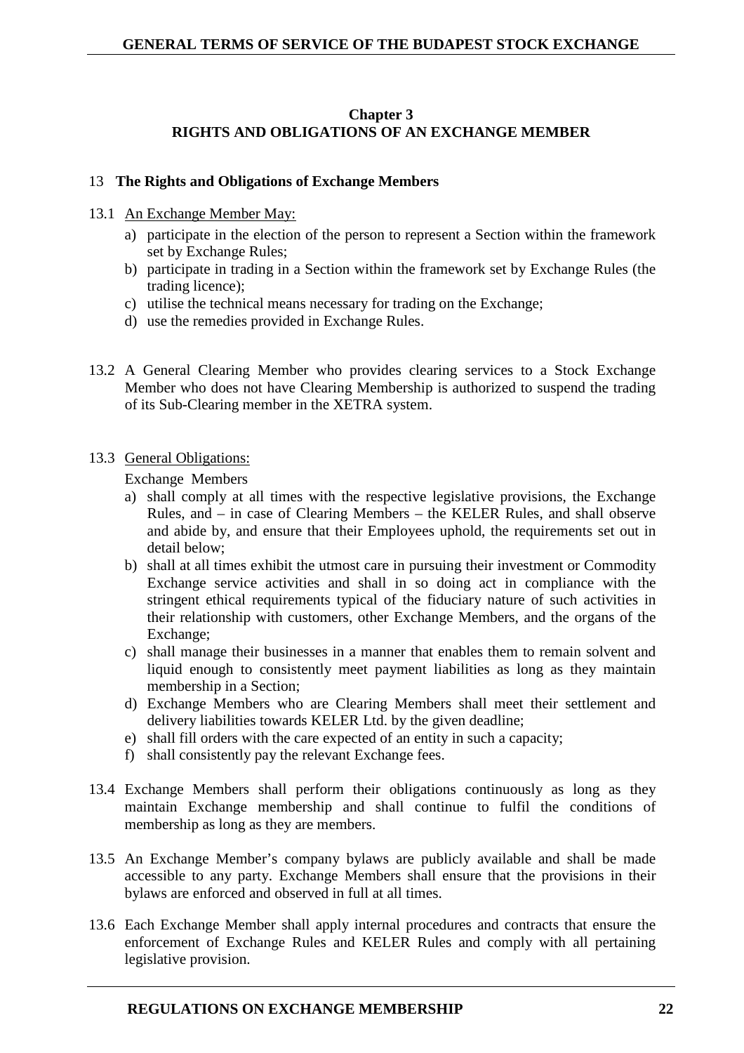# Chapter 3
# RIGHTS AND OBLIGATIONS OF AN EXCHANGE MEMBER

## 13 The Rights and Obligations of Exchange Members

13.1 An Exchange Member May:

a) participate in the election of the person to represent a Section within the framework set by Exchange Rules;
b) participate in trading in a Section within the framework set by Exchange Rules (the trading licence);
c) utilise the technical means necessary for trading on the Exchange;
d) use the remedies provided in Exchange Rules.

13.2 A General Clearing Member who provides clearing services to a Stock Exchange Member who does not have Clearing Membership is authorized to suspend the trading of its Sub-Clearing member in the XETRA system.

13.3 General Obligations:

Exchange Members

a) shall comply at all times with the respective legislative provisions, the Exchange Rules, and – in case of Clearing Members – the KELER Rules, and shall observe and abide by, and ensure that their Employees uphold, the requirements set out in detail below;
b) shall at all times exhibit the utmost care in pursuing their investment or Commodity Exchange service activities and shall in so doing act in compliance with the stringent ethical requirements typical of the fiduciary nature of such activities in their relationship with customers, other Exchange Members, and the organs of the Exchange;
c) shall manage their businesses in a manner that enables them to remain solvent and liquid enough to consistently meet payment liabilities as long as they maintain membership in a Section;
d) Exchange Members who are Clearing Members shall meet their settlement and delivery liabilities towards KELER Ltd. by the given deadline;
e) shall fill orders with the care expected of an entity in such a capacity;
f) shall consistently pay the relevant Exchange fees.

13.4 Exchange Members shall perform their obligations continuously as long as they maintain Exchange membership and shall continue to fulfil the conditions of membership as long as they are members.

13.5 An Exchange Member's company bylaws are publicly available and shall be made accessible to any party. Exchange Members shall ensure that the provisions in their bylaws are enforced and observed in full at all times.

13.6 Each Exchange Member shall apply internal procedures and contracts that ensure the enforcement of Exchange Rules and KELER Rules and comply with all pertaining legislative provision.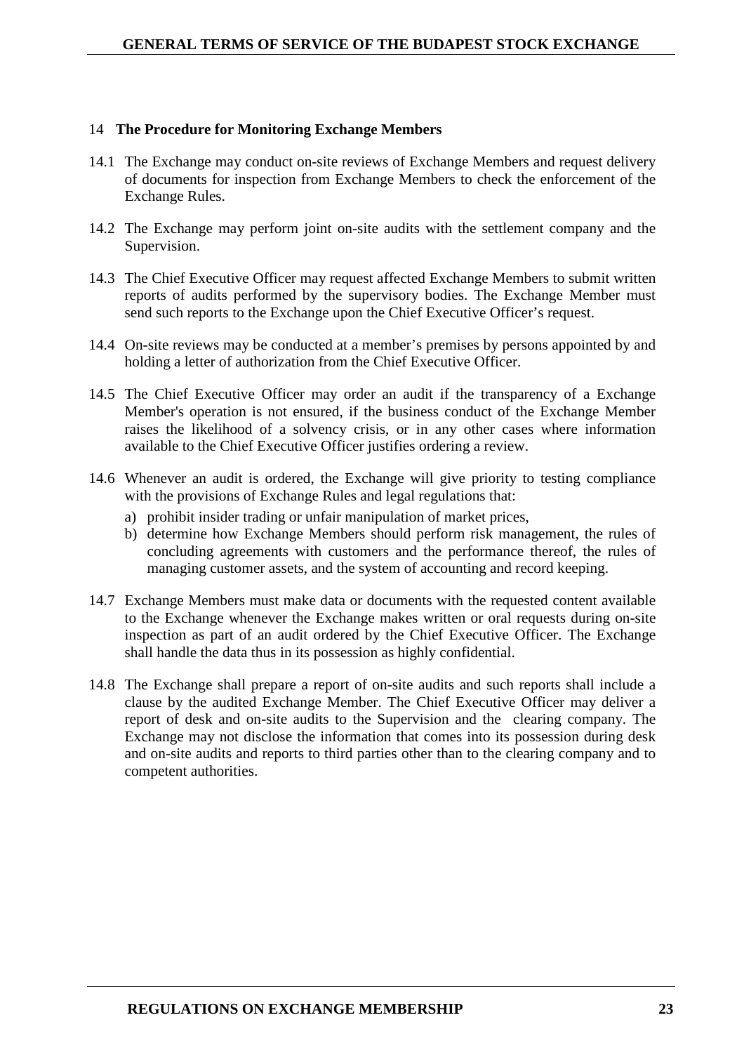## 14 The Procedure for Monitoring Exchange Members

14.1 The Exchange may conduct on-site reviews of Exchange Members and request delivery of documents for inspection from Exchange Members to check the enforcement of the Exchange Rules.

14.2 The Exchange may perform joint on-site audits with the settlement company and the Supervision.

14.3 The Chief Executive Officer may request affected Exchange Members to submit written reports of audits performed by the supervisory bodies. The Exchange Member must send such reports to the Exchange upon the Chief Executive Officer's request.

14.4 On-site reviews may be conducted at a member's premises by persons appointed by and holding a letter of authorization from the Chief Executive Officer.

14.5 The Chief Executive Officer may order an audit if the transparency of a Exchange Member's operation is not ensured, if the business conduct of the Exchange Member raises the likelihood of a solvency crisis, or in any other cases where information available to the Chief Executive Officer justifies ordering a review.

14.6 Whenever an audit is ordered, the Exchange will give priority to testing compliance with the provisions of Exchange Rules and legal regulations that:

a) prohibit insider trading or unfair manipulation of market prices,
b) determine how Exchange Members should perform risk management, the rules of concluding agreements with customers and the performance thereof, the rules of managing customer assets, and the system of accounting and record keeping.

14.7 Exchange Members must make data or documents with the requested content available to the Exchange whenever the Exchange makes written or oral requests during on-site inspection as part of an audit ordered by the Chief Executive Officer. The Exchange shall handle the data thus in its possession as highly confidential.

14.8 The Exchange shall prepare a report of on-site audits and such reports shall include a clause by the audited Exchange Member. The Chief Executive Officer may deliver a report of desk and on-site audits to the Supervision and the clearing company. The Exchange may not disclose the information that comes into its possession during desk and on-site audits and reports to third parties other than to the clearing company and to competent authorities.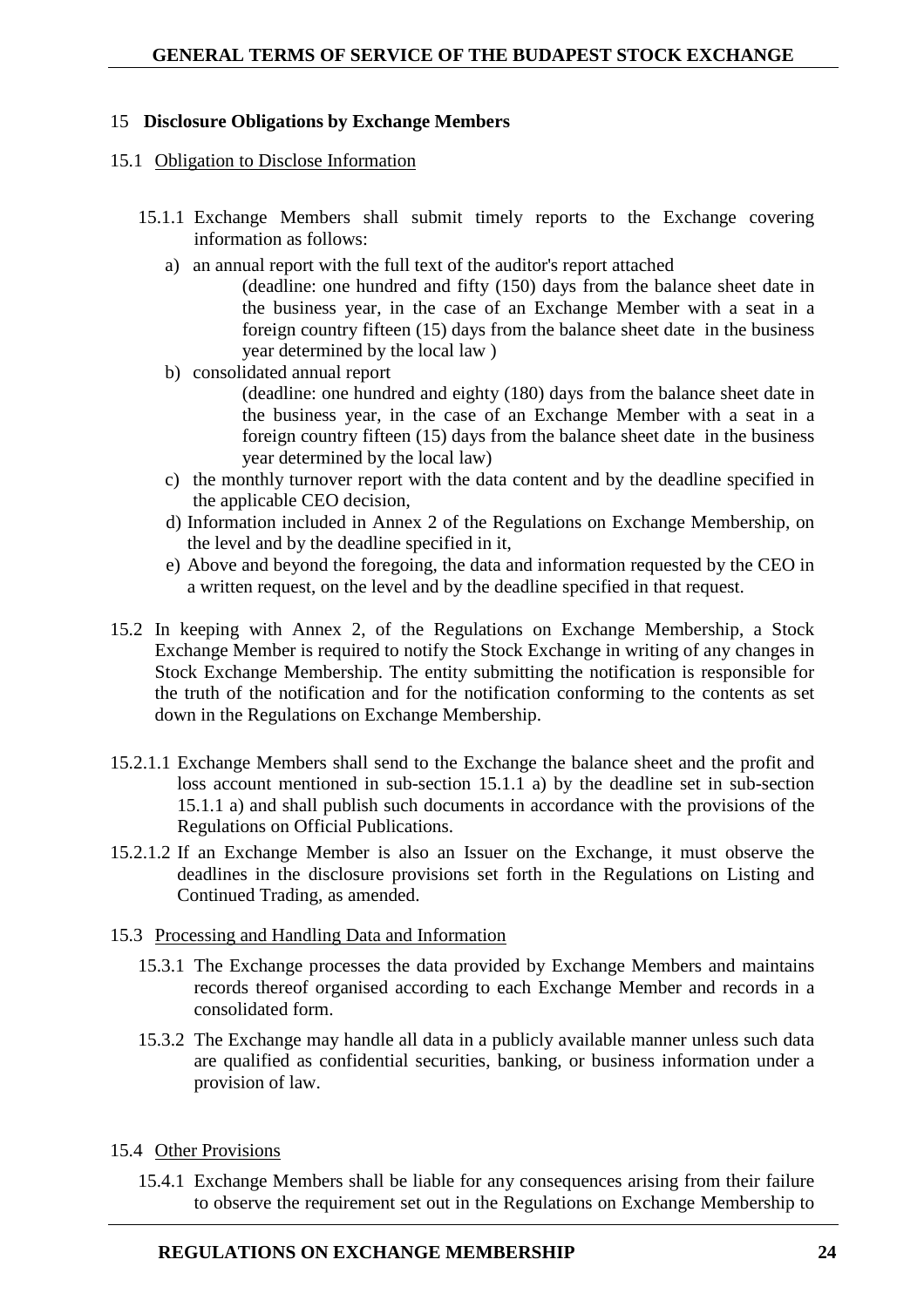## 15 Disclosure Obligations by Exchange Members

### 15.1 Obligation to Disclose Information

15.1.1 Exchange Members shall submit timely reports to the Exchange covering information as follows:

a) an annual report with the full text of the auditor's report attached
(deadline: one hundred and fifty (150) days from the balance sheet date in the business year, in the case of an Exchange Member with a seat in a foreign country fifteen (15) days from the balance sheet date in the business year determined by the local law )

b) consolidated annual report
(deadline: one hundred and eighty (180) days from the balance sheet date in the business year, in the case of an Exchange Member with a seat in a foreign country fifteen (15) days from the balance sheet date in the business year determined by the local law)

c) the monthly turnover report with the data content and by the deadline specified in the applicable CEO decision,

d) Information included in Annex 2 of the Regulations on Exchange Membership, on the level and by the deadline specified in it,

e) Above and beyond the foregoing, the data and information requested by the CEO in a written request, on the level and by the deadline specified in that request.

15.2 In keeping with Annex 2, of the Regulations on Exchange Membership, a Stock Exchange Member is required to notify the Stock Exchange in writing of any changes in Stock Exchange Membership. The entity submitting the notification is responsible for the truth of the notification and for the notification conforming to the contents as set down in the Regulations on Exchange Membership.

15.2.1.1 Exchange Members shall send to the Exchange the balance sheet and the profit and loss account mentioned in sub-section 15.1.1 a) by the deadline set in sub-section 15.1.1 a) and shall publish such documents in accordance with the provisions of the Regulations on Official Publications.

15.2.1.2 If an Exchange Member is also an Issuer on the Exchange, it must observe the deadlines in the disclosure provisions set forth in the Regulations on Listing and Continued Trading, as amended.

### 15.3 Processing and Handling Data and Information

15.3.1 The Exchange processes the data provided by Exchange Members and maintains records thereof organised according to each Exchange Member and records in a consolidated form.

15.3.2 The Exchange may handle all data in a publicly available manner unless such data are qualified as confidential securities, banking, or business information under a provision of law.

### 15.4 Other Provisions

15.4.1 Exchange Members shall be liable for any consequences arising from their failure to observe the requirement set out in the Regulations on Exchange Membership to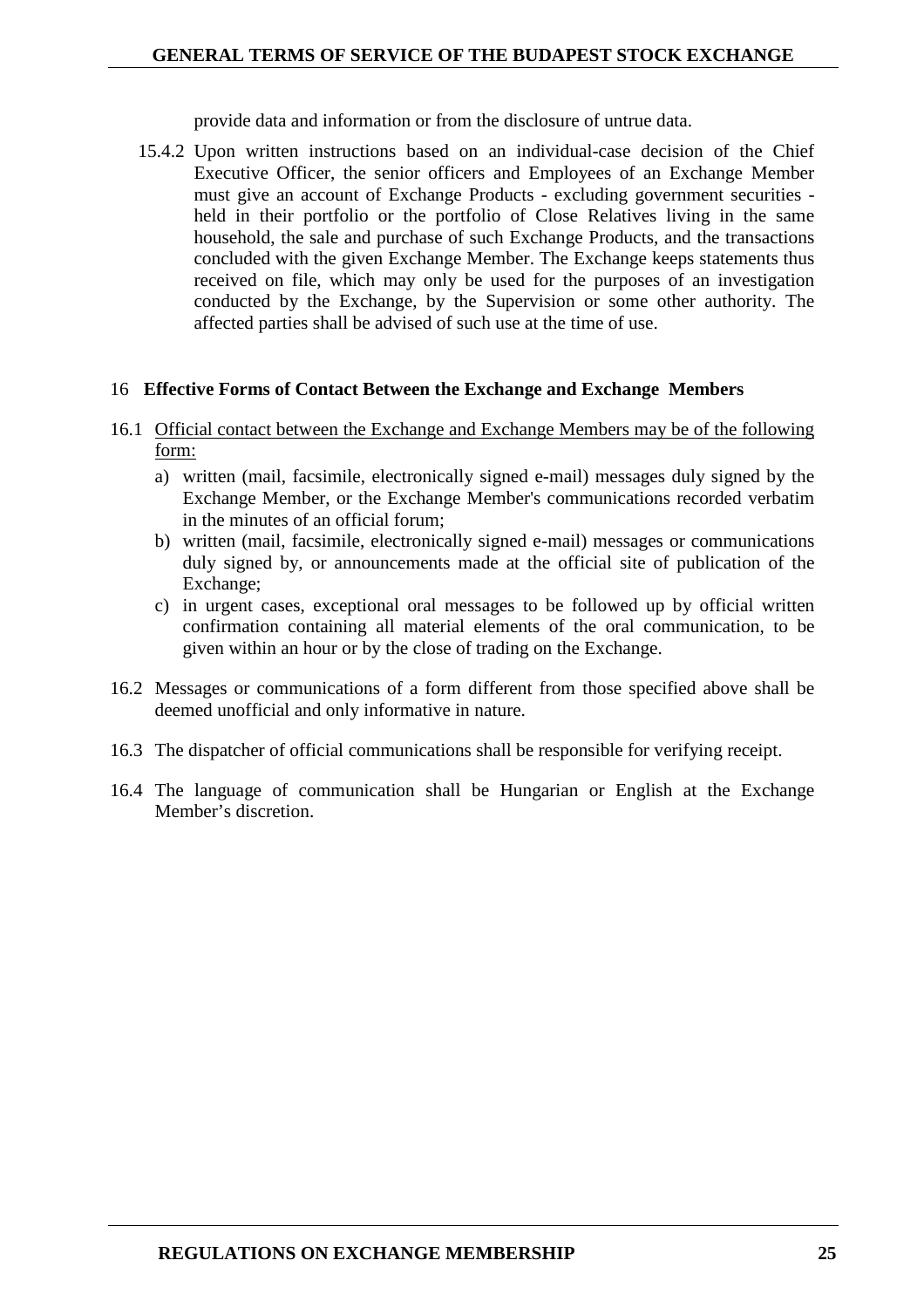provide data and information or from the disclosure of untrue data.

15.4.2 Upon written instructions based on an individual-case decision of the Chief Executive Officer, the senior officers and Employees of an Exchange Member must give an account of Exchange Products - excluding government securities - held in their portfolio or the portfolio of Close Relatives living in the same household, the sale and purchase of such Exchange Products, and the transactions concluded with the given Exchange Member. The Exchange keeps statements thus received on file, which may only be used for the purposes of an investigation conducted by the Exchange, by the Supervision or some other authority. The affected parties shall be advised of such use at the time of use.

## 16 Effective Forms of Contact Between the Exchange and Exchange Members

16.1 <u>Official contact between the Exchange and Exchange Members may be of the following form:</u>

a) written (mail, facsimile, electronically signed e-mail) messages duly signed by the Exchange Member, or the Exchange Member's communications recorded verbatim in the minutes of an official forum;

b) written (mail, facsimile, electronically signed e-mail) messages or communications duly signed by, or announcements made at the official site of publication of the Exchange;

c) in urgent cases, exceptional oral messages to be followed up by official written confirmation containing all material elements of the oral communication, to be given within an hour or by the close of trading on the Exchange.

16.2 Messages or communications of a form different from those specified above shall be deemed unofficial and only informative in nature.

16.3 The dispatcher of official communications shall be responsible for verifying receipt.

16.4 The language of communication shall be Hungarian or English at the Exchange Member's discretion.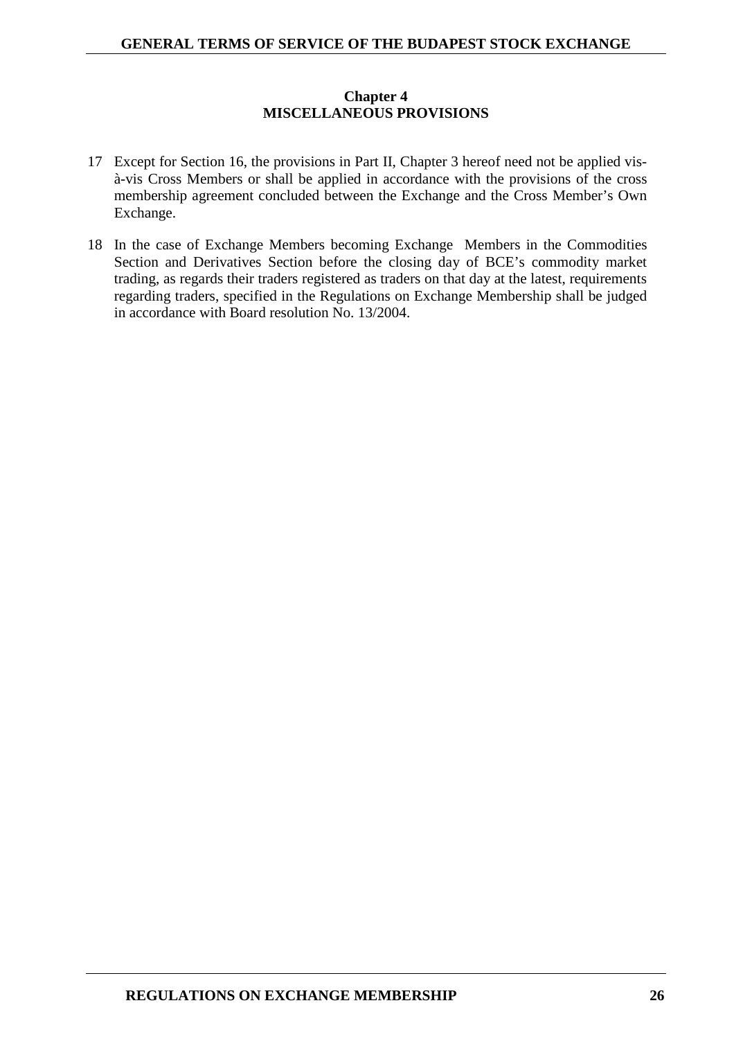## Chapter 4
## MISCELLANEOUS PROVISIONS

17 Except for Section 16, the provisions in Part II, Chapter 3 hereof need not be applied vis-à-vis Cross Members or shall be applied in accordance with the provisions of the cross membership agreement concluded between the Exchange and the Cross Member's Own Exchange.

18 In the case of Exchange Members becoming Exchange Members in the Commodities Section and Derivatives Section before the closing day of BCE's commodity market trading, as regards their traders registered as traders on that day at the latest, requirements regarding traders, specified in the Regulations on Exchange Membership shall be judged in accordance with Board resolution No. 13/2004.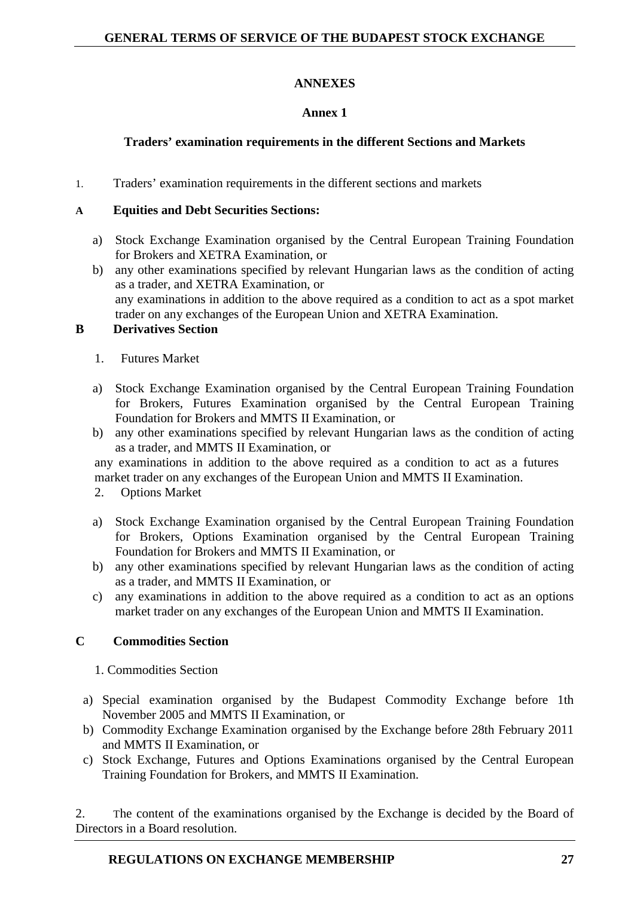# ANNEXES

## Annex 1

### Traders' examination requirements in the different Sections and Markets

1. Traders' examination requirements in the different sections and markets

**A Equities and Debt Securities Sections:**

a) Stock Exchange Examination organised by the Central European Training Foundation for Brokers and XETRA Examination, or

b) any other examinations specified by relevant Hungarian laws as the condition of acting as a trader, and XETRA Examination, or
any examinations in addition to the above required as a condition to act as a spot market trader on any exchanges of the European Union and XETRA Examination.

**B Derivatives Section**

1. Futures Market

a) Stock Exchange Examination organised by the Central European Training Foundation for Brokers, Futures Examination organised by the Central European Training Foundation for Brokers and MMTS II Examination, or

b) any other examinations specified by relevant Hungarian laws as the condition of acting as a trader, and MMTS II Examination, or

any examinations in addition to the above required as a condition to act as a futures market trader on any exchanges of the European Union and MMTS II Examination.

2. Options Market

a) Stock Exchange Examination organised by the Central European Training Foundation for Brokers, Options Examination organised by the Central European Training Foundation for Brokers and MMTS II Examination, or

b) any other examinations specified by relevant Hungarian laws as the condition of acting as a trader, and MMTS II Examination, or

c) any examinations in addition to the above required as a condition to act as an options market trader on any exchanges of the European Union and MMTS II Examination.

**C Commodities Section**

1. Commodities Section

a) Special examination organised by the Budapest Commodity Exchange before 1th November 2005 and MMTS II Examination, or

b) Commodity Exchange Examination organised by the Exchange before 28th February 2011 and MMTS II Examination, or

c) Stock Exchange, Futures and Options Examinations organised by the Central European Training Foundation for Brokers, and MMTS II Examination.

2. The content of the examinations organised by the Exchange is decided by the Board of Directors in a Board resolution.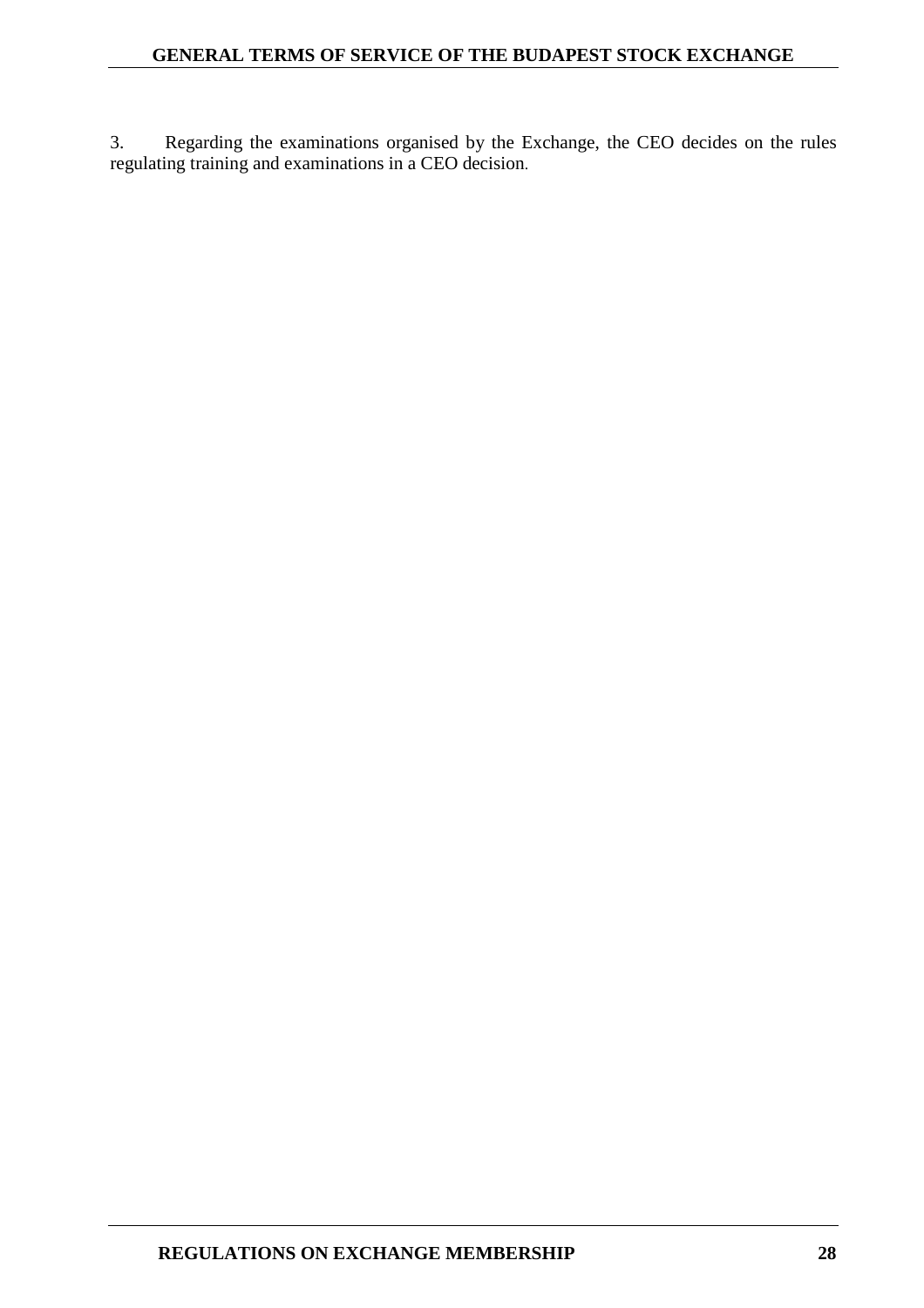3. Regarding the examinations organised by the Exchange, the CEO decides on the rules regulating training and examinations in a CEO decision.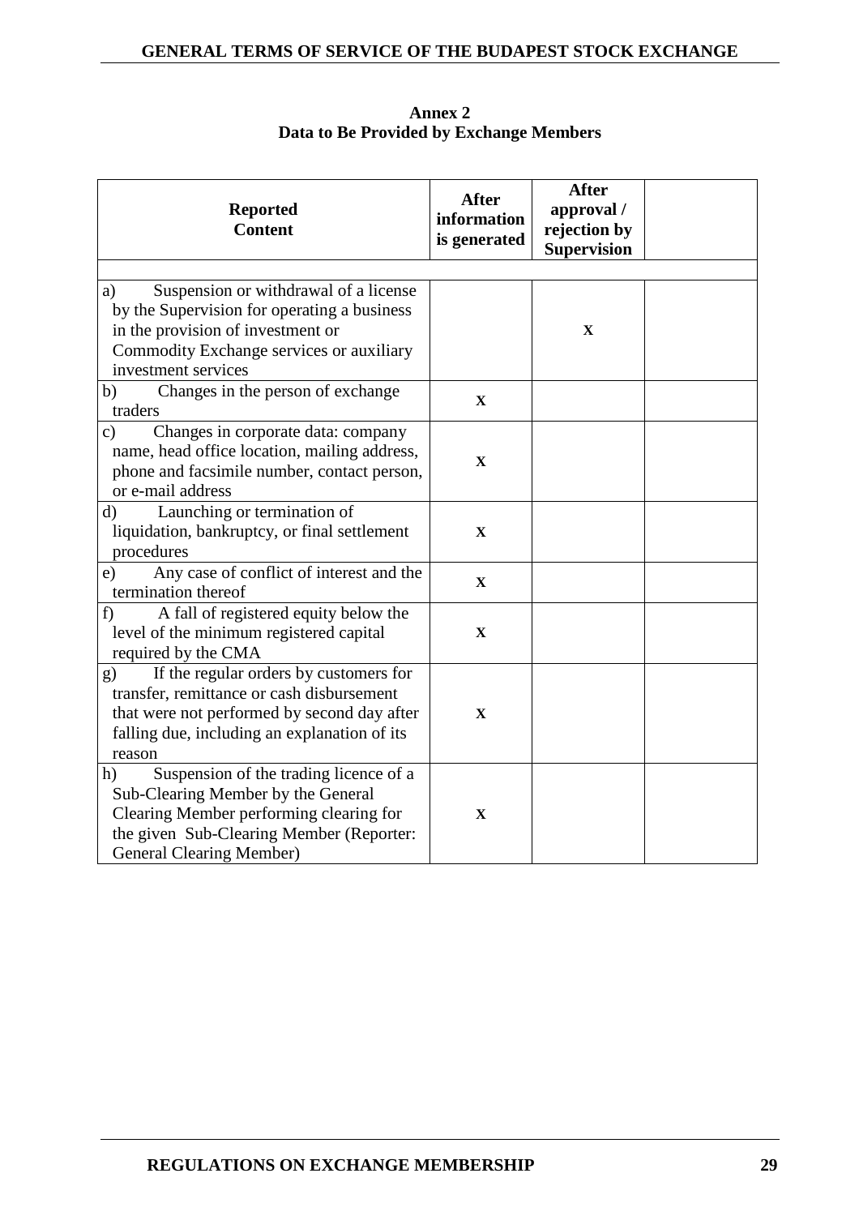## Annex 2
## Data to Be Provided by Exchange Members

| Reported Content | After information is generated | After approval / rejection by Supervision | |
|---|---|---|---|
| | | | |
| a) Suspension or withdrawal of a license by the Supervision for operating a business in the provision of investment or Commodity Exchange services or auxiliary investment services | | X | |
| b) Changes in the person of exchange traders | X | | |
| c) Changes in corporate data: company name, head office location, mailing address, phone and facsimile number, contact person, or e-mail address | X | | |
| d) Launching or termination of liquidation, bankruptcy, or final settlement procedures | X | | |
| e) Any case of conflict of interest and the termination thereof | X | | |
| f) A fall of registered equity below the level of the minimum registered capital required by the CMA | X | | |
| g) If the regular orders by customers for transfer, remittance or cash disbursement that were not performed by second day after falling due, including an explanation of its reason | X | | |
| h) Suspension of the trading licence of a Sub-Clearing Member by the General Clearing Member performing clearing for the given Sub-Clearing Member (Reporter: General Clearing Member) | X | | |